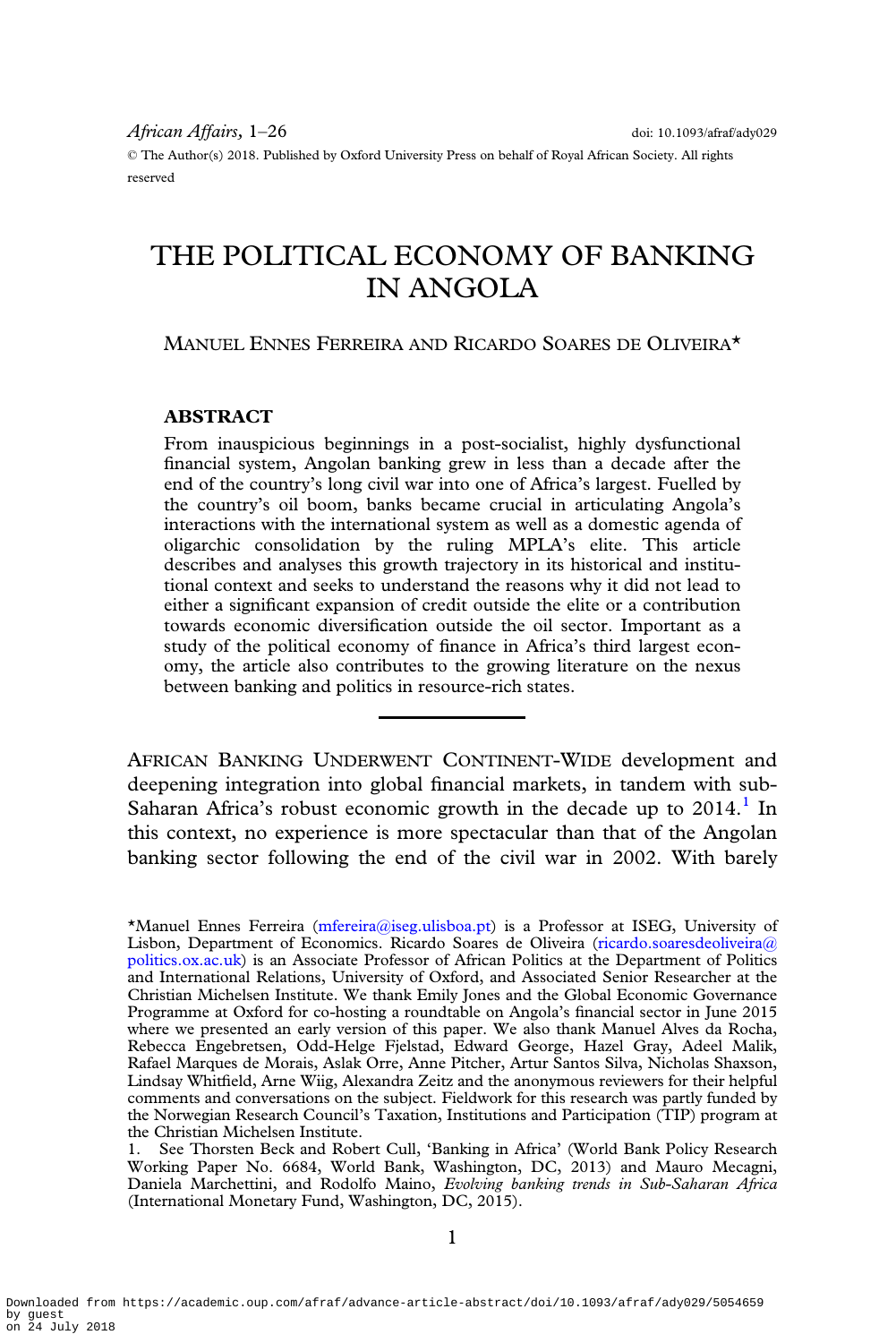# THE POLITICAL ECONOMY OF BANKING IN ANGOLA

MANUEL ENNES FERREIRA AND RICARDO SOARES DE OLIVEIRA*

## ABSTRACT

From inauspicious beginnings in a post-socialist, highly dysfunctional financial system, Angolan banking grew in less than a decade after the end of the country's long civil war into one of Africa's largest. Fuelled by the country's oil boom, banks became crucial in articulating Angola's interactions with the international system as well as a domestic agenda of oligarchic consolidation by the ruling MPLA's elite. This article describes and analyses this growth trajectory in its historical and institutional context and seeks to understand the reasons why it did not lead to either a significant expansion of credit outside the elite or a contribution towards economic diversification outside the oil sector. Important as a study of the political economy of finance in Africa's third largest economy, the article also contributes to the growing literature on the nexus between banking and politics in resource-rich states.

AFRICAN BANKING UNDERWENT CONTINENT-WIDE development and deepening integration into global financial markets, in tandem with sub-Saharan Africa's robust economic growth in the decade up to 2014.[1] In this context, no experience is more spectacular than that of the Angolan banking sector following the end of the civil war in 2002. With barely

*Manuel Ennes Ferreira (mfereira@iseg.ulisboa.pt) is a Professor at ISEG, University of Lisbon, Department of Economics. Ricardo Soares de Oliveira (ricardo.soaresdeoliveira@politics.ox.ac.uk) is an Associate Professor of African Politics at the Department of Politics and International Relations, University of Oxford, and Associated Senior Researcher at the Christian Michelsen Institute. We thank Emily Jones and the Global Economic Governance Programme at Oxford for co-hosting a roundtable on Angola's financial sector in June 2015 where we presented an early version of this paper. We also thank Manuel Alves da Rocha, Rebecca Engebretsen, Odd-Helge Fjelstad, Edward George, Hazel Gray, Adeel Malik, Rafael Marques de Morais, Aslak Orre, Anne Pitcher, Artur Santos Silva, Nicholas Shaxson, Lindsay Whitfield, Arne Wiig, Alexandra Zeitz and the anonymous reviewers for their helpful comments and conversations on the subject. Fieldwork for this research was partly funded by the Norwegian Research Council's Taxation, Institutions and Participation (TIP) program at the Christian Michelsen Institute.

1. See Thorsten Beck and Robert Cull, 'Banking in Africa' (World Bank Policy Research Working Paper No. 6684, World Bank, Washington, DC, 2013) and Mauro Mecagni, Daniela Marchettini, and Rodolfo Maino, *Evolving banking trends in Sub-Saharan Africa* (International Monetary Fund, Washington, DC, 2015).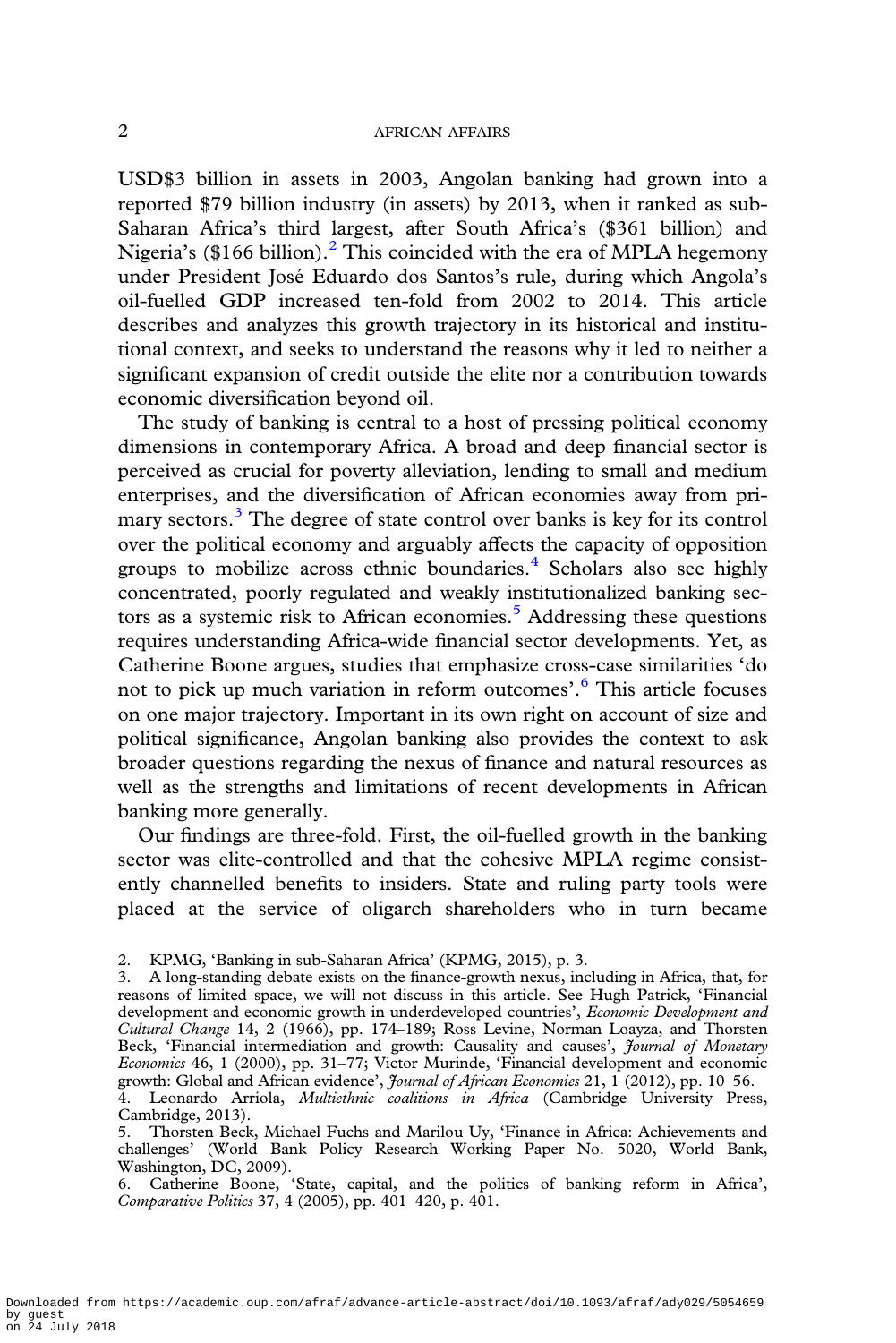USD$3 billion in assets in 2003, Angolan banking had grown into a reported $79 billion industry (in assets) by 2013, when it ranked as sub-Saharan Africa's third largest, after South Africa's ($361 billion) and Nigeria's ($166 billion).[2] This coincided with the era of MPLA hegemony under President José Eduardo dos Santos's rule, during which Angola's oil-fuelled GDP increased ten-fold from 2002 to 2014. This article describes and analyzes this growth trajectory in its historical and institutional context, and seeks to understand the reasons why it led to neither a significant expansion of credit outside the elite nor a contribution towards economic diversification beyond oil.

The study of banking is central to a host of pressing political economy dimensions in contemporary Africa. A broad and deep financial sector is perceived as crucial for poverty alleviation, lending to small and medium enterprises, and the diversification of African economies away from primary sectors.[3] The degree of state control over banks is key for its control over the political economy and arguably affects the capacity of opposition groups to mobilize across ethnic boundaries.[4] Scholars also see highly concentrated, poorly regulated and weakly institutionalized banking sectors as a systemic risk to African economies.[5] Addressing these questions requires understanding Africa-wide financial sector developments. Yet, as Catherine Boone argues, studies that emphasize cross-case similarities 'do not to pick up much variation in reform outcomes'.[6] This article focuses on one major trajectory. Important in its own right on account of size and political significance, Angolan banking also provides the context to ask broader questions regarding the nexus of finance and natural resources as well as the strengths and limitations of recent developments in African banking more generally.

Our findings are three-fold. First, the oil-fuelled growth in the banking sector was elite-controlled and that the cohesive MPLA regime consistently channelled benefits to insiders. State and ruling party tools were placed at the service of oligarch shareholders who in turn became

2. KPMG, 'Banking in sub-Saharan Africa' (KPMG, 2015), p. 3.
3. A long-standing debate exists on the finance-growth nexus, including in Africa, that, for reasons of limited space, we will not discuss in this article. See Hugh Patrick, 'Financial development and economic growth in underdeveloped countries', *Economic Development and Cultural Change* 14, 2 (1966), pp. 174–189; Ross Levine, Norman Loayza, and Thorsten Beck, 'Financial intermediation and growth: Causality and causes', *Journal of Monetary Economics* 46, 1 (2000), pp. 31–77; Victor Murinde, 'Financial development and economic growth: Global and African evidence', *Journal of African Economies* 21, 1 (2012), pp. 10–56.
4. Leonardo Arriola, *Multiethnic coalitions in Africa* (Cambridge University Press, Cambridge, 2013).
5. Thorsten Beck, Michael Fuchs and Marilou Uy, 'Finance in Africa: Achievements and challenges' (World Bank Policy Research Working Paper No. 5020, World Bank, Washington, DC, 2009).
6. Catherine Boone, 'State, capital, and the politics of banking reform in Africa', *Comparative Politics* 37, 4 (2005), pp. 401–420, p. 401.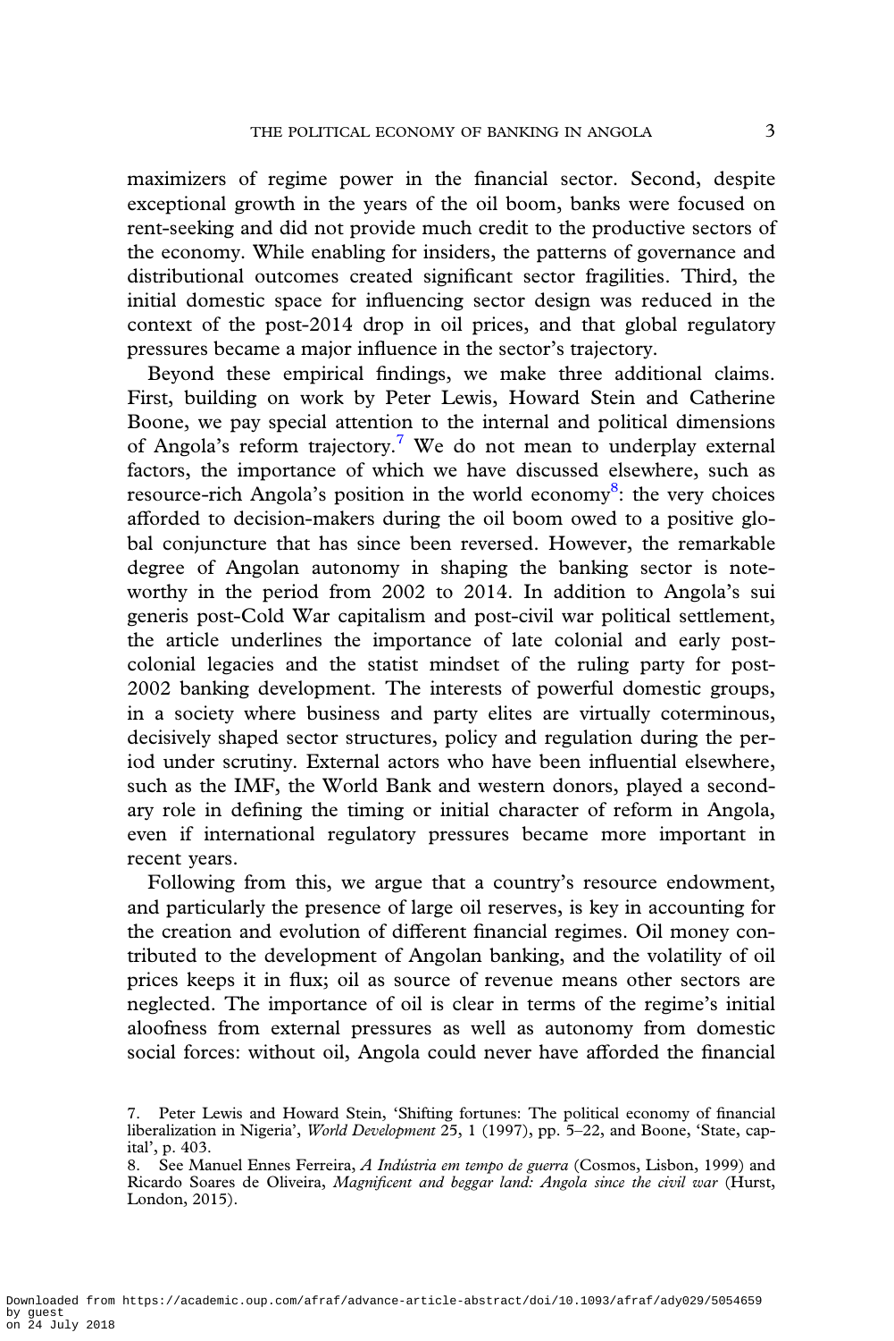maximizers of regime power in the financial sector. Second, despite exceptional growth in the years of the oil boom, banks were focused on rent-seeking and did not provide much credit to the productive sectors of the economy. While enabling for insiders, the patterns of governance and distributional outcomes created significant sector fragilities. Third, the initial domestic space for influencing sector design was reduced in the context of the post-2014 drop in oil prices, and that global regulatory pressures became a major influence in the sector's trajectory.

Beyond these empirical findings, we make three additional claims. First, building on work by Peter Lewis, Howard Stein and Catherine Boone, we pay special attention to the internal and political dimensions of Angola's reform trajectory.[7] We do not mean to underplay external factors, the importance of which we have discussed elsewhere, such as resource-rich Angola's position in the world economy[8]: the very choices afforded to decision-makers during the oil boom owed to a positive global conjuncture that has since been reversed. However, the remarkable degree of Angolan autonomy in shaping the banking sector is noteworthy in the period from 2002 to 2014. In addition to Angola's sui generis post-Cold War capitalism and post-civil war political settlement, the article underlines the importance of late colonial and early post-colonial legacies and the statist mindset of the ruling party for post-2002 banking development. The interests of powerful domestic groups, in a society where business and party elites are virtually coterminous, decisively shaped sector structures, policy and regulation during the period under scrutiny. External actors who have been influential elsewhere, such as the IMF, the World Bank and western donors, played a secondary role in defining the timing or initial character of reform in Angola, even if international regulatory pressures became more important in recent years.

Following from this, we argue that a country's resource endowment, and particularly the presence of large oil reserves, is key in accounting for the creation and evolution of different financial regimes. Oil money contributed to the development of Angolan banking, and the volatility of oil prices keeps it in flux; oil as source of revenue means other sectors are neglected. The importance of oil is clear in terms of the regime's initial aloofness from external pressures as well as autonomy from domestic social forces: without oil, Angola could never have afforded the financial

7. Peter Lewis and Howard Stein, 'Shifting fortunes: The political economy of financial liberalization in Nigeria', *World Development* 25, 1 (1997), pp. 5–22, and Boone, 'State, capital', p. 403.

8. See Manuel Ennes Ferreira, *A Indústria em tempo de guerra* (Cosmos, Lisbon, 1999) and Ricardo Soares de Oliveira, *Magnificent and beggar land: Angola since the civil war* (Hurst, London, 2015).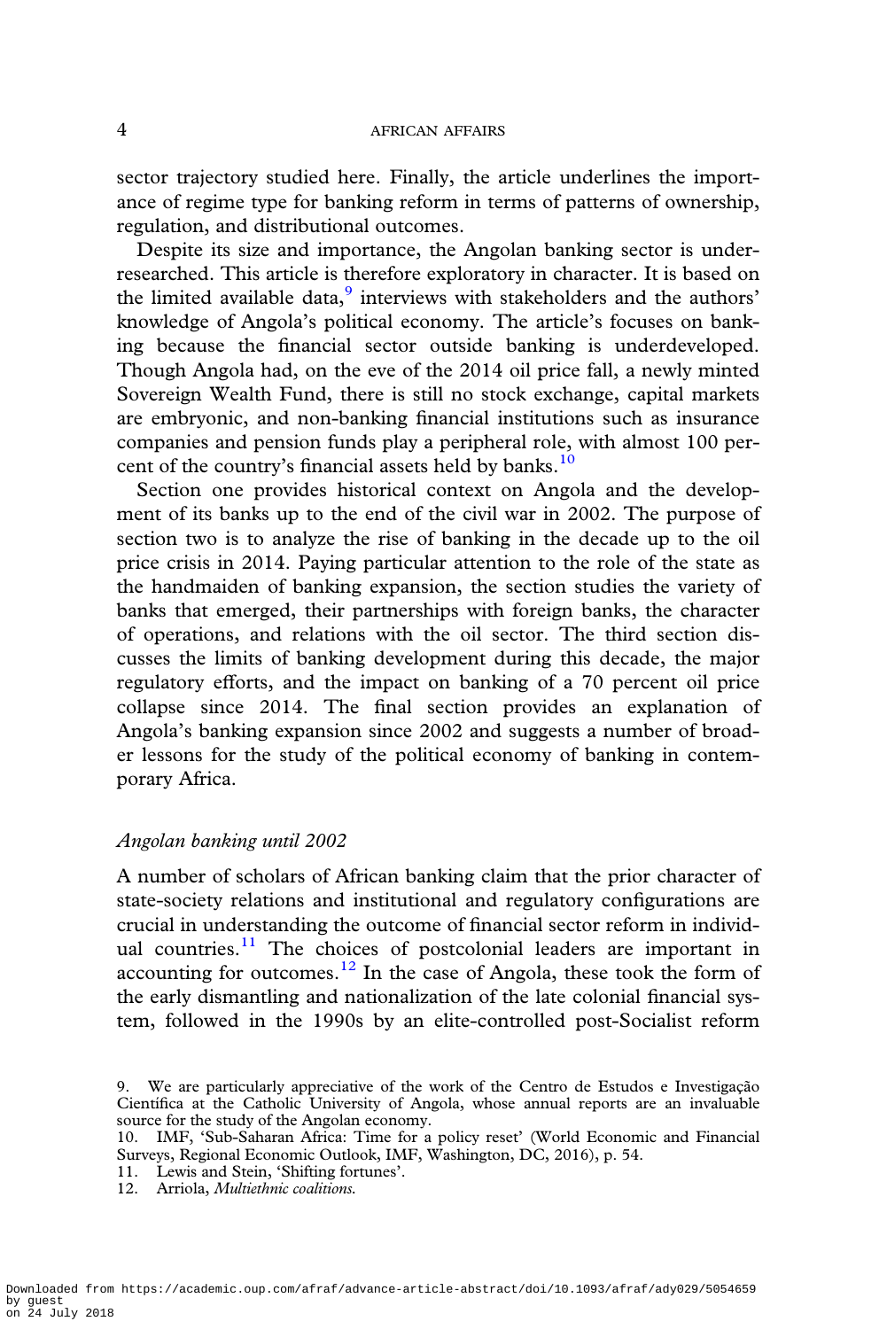sector trajectory studied here. Finally, the article underlines the importance of regime type for banking reform in terms of patterns of ownership, regulation, and distributional outcomes.

Despite its size and importance, the Angolan banking sector is under-researched. This article is therefore exploratory in character. It is based on the limited available data,[9] interviews with stakeholders and the authors' knowledge of Angola's political economy. The article's focuses on banking because the financial sector outside banking is underdeveloped. Though Angola had, on the eve of the 2014 oil price fall, a newly minted Sovereign Wealth Fund, there is still no stock exchange, capital markets are embryonic, and non-banking financial institutions such as insurance companies and pension funds play a peripheral role, with almost 100 percent of the country's financial assets held by banks.[10]

Section one provides historical context on Angola and the development of its banks up to the end of the civil war in 2002. The purpose of section two is to analyze the rise of banking in the decade up to the oil price crisis in 2014. Paying particular attention to the role of the state as the handmaiden of banking expansion, the section studies the variety of banks that emerged, their partnerships with foreign banks, the character of operations, and relations with the oil sector. The third section discusses the limits of banking development during this decade, the major regulatory efforts, and the impact on banking of a 70 percent oil price collapse since 2014. The final section provides an explanation of Angola's banking expansion since 2002 and suggests a number of broader lessons for the study of the political economy of banking in contemporary Africa.

### *Angolan banking until 2002*

A number of scholars of African banking claim that the prior character of state-society relations and institutional and regulatory configurations are crucial in understanding the outcome of financial sector reform in individual countries.[11] The choices of postcolonial leaders are important in accounting for outcomes.[12] In the case of Angola, these took the form of the early dismantling and nationalization of the late colonial financial system, followed in the 1990s by an elite-controlled post-Socialist reform

---

9. We are particularly appreciative of the work of the Centro de Estudos e Investigação Científica at the Catholic University of Angola, whose annual reports are an invaluable source for the study of the Angolan economy.
10. IMF, 'Sub-Saharan Africa: Time for a policy reset' (World Economic and Financial Surveys, Regional Economic Outlook, IMF, Washington, DC, 2016), p. 54.
11. Lewis and Stein, 'Shifting fortunes'.
12. Arriola, *Multiethnic coalitions*.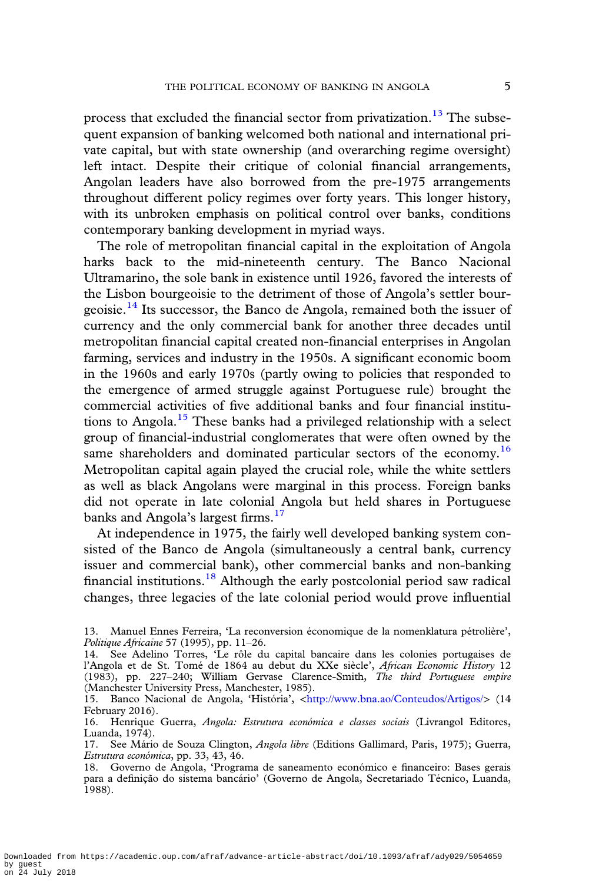process that excluded the financial sector from privatization.[13] The subsequent expansion of banking welcomed both national and international private capital, but with state ownership (and overarching regime oversight) left intact. Despite their critique of colonial financial arrangements, Angolan leaders have also borrowed from the pre-1975 arrangements throughout different policy regimes over forty years. This longer history, with its unbroken emphasis on political control over banks, conditions contemporary banking development in myriad ways.

The role of metropolitan financial capital in the exploitation of Angola harks back to the mid-nineteenth century. The Banco Nacional Ultramarino, the sole bank in existence until 1926, favored the interests of the Lisbon bourgeoisie to the detriment of those of Angola's settler bourgeoisie.[14] Its successor, the Banco de Angola, remained both the issuer of currency and the only commercial bank for another three decades until metropolitan financial capital created non-financial enterprises in Angolan farming, services and industry in the 1950s. A significant economic boom in the 1960s and early 1970s (partly owing to policies that responded to the emergence of armed struggle against Portuguese rule) brought the commercial activities of five additional banks and four financial institutions to Angola.[15] These banks had a privileged relationship with a select group of financial-industrial conglomerates that were often owned by the same shareholders and dominated particular sectors of the economy.[16] Metropolitan capital again played the crucial role, while the white settlers as well as black Angolans were marginal in this process. Foreign banks did not operate in late colonial Angola but held shares in Portuguese banks and Angola's largest firms.[17]

At independence in 1975, the fairly well developed banking system consisted of the Banco de Angola (simultaneously a central bank, currency issuer and commercial bank), other commercial banks and non-banking financial institutions.[18] Although the early postcolonial period saw radical changes, three legacies of the late colonial period would prove influential

13. Manuel Ennes Ferreira, 'La reconversion économique de la nomenklatura pétrolière', *Politique Africaine* 57 (1995), pp. 11–26.

14. See Adelino Torres, 'Le rôle du capital bancaire dans les colonies portugaises de l'Angola et de St. Tomé de 1864 au debut du XXe siècle', *African Economic History* 12 (1983), pp. 227–240; William Gervase Clarence-Smith, *The third Portuguese empire* (Manchester University Press, Manchester, 1985).

15. Banco Nacional de Angola, 'História', <http://www.bna.ao/Conteudos/Artigos/> (14 February 2016).

16. Henrique Guerra, *Angola: Estrutura económica e classes sociais* (Livrangol Editores, Luanda, 1974).

17. See Mário de Souza Clington, *Angola libre* (Editions Gallimard, Paris, 1975); Guerra, *Estrutura económica*, pp. 33, 43, 46.

18. Governo de Angola, 'Programa de saneamento económico e financeiro: Bases gerais para a definição do sistema bancário' (Governo de Angola, Secretariado Técnico, Luanda, 1988).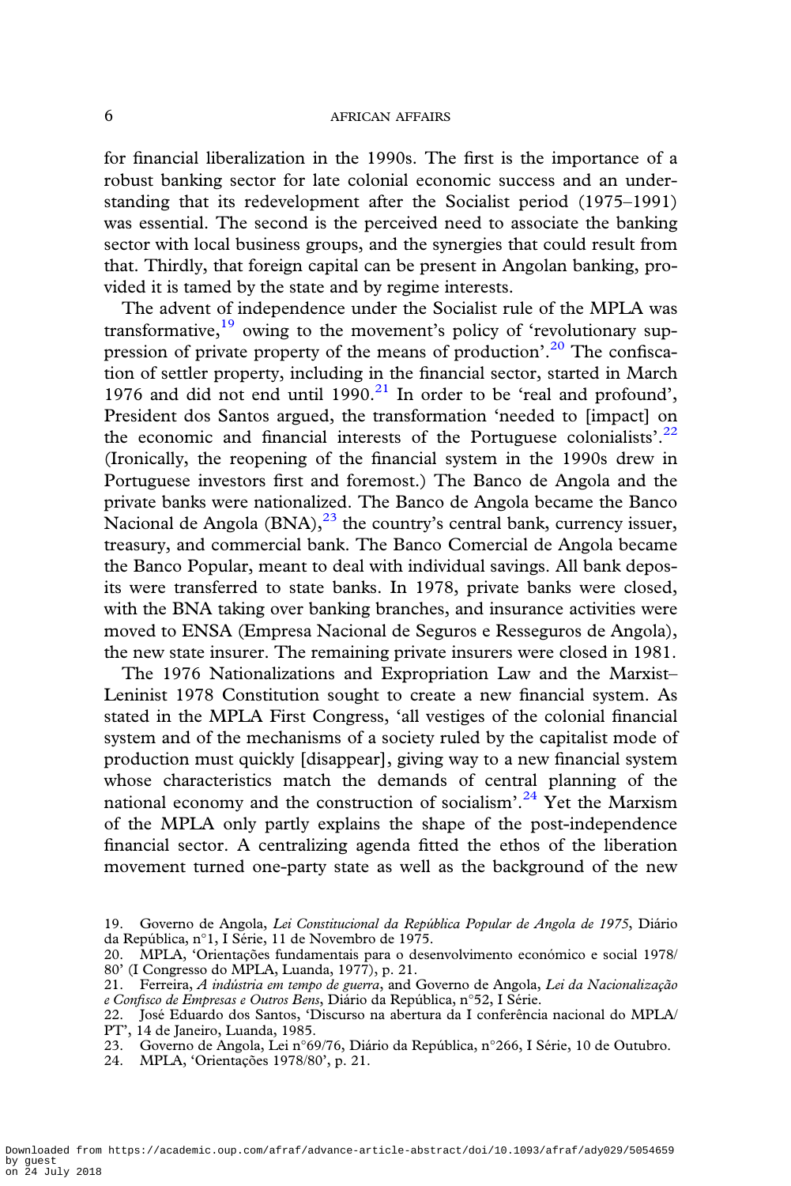for financial liberalization in the 1990s. The first is the importance of a robust banking sector for late colonial economic success and an understanding that its redevelopment after the Socialist period (1975–1991) was essential. The second is the perceived need to associate the banking sector with local business groups, and the synergies that could result from that. Thirdly, that foreign capital can be present in Angolan banking, provided it is tamed by the state and by regime interests.

The advent of independence under the Socialist rule of the MPLA was transformative,[19] owing to the movement's policy of 'revolutionary suppression of private property of the means of production'.[20] The confiscation of settler property, including in the financial sector, started in March 1976 and did not end until 1990.[21] In order to be 'real and profound', President dos Santos argued, the transformation 'needed to [impact] on the economic and financial interests of the Portuguese colonialists'.[22] (Ironically, the reopening of the financial system in the 1990s drew in Portuguese investors first and foremost.) The Banco de Angola and the private banks were nationalized. The Banco de Angola became the Banco Nacional de Angola (BNA),[23] the country's central bank, currency issuer, treasury, and commercial bank. The Banco Comercial de Angola became the Banco Popular, meant to deal with individual savings. All bank deposits were transferred to state banks. In 1978, private banks were closed, with the BNA taking over banking branches, and insurance activities were moved to ENSA (Empresa Nacional de Seguros e Resseguros de Angola), the new state insurer. The remaining private insurers were closed in 1981.

The 1976 Nationalizations and Expropriation Law and the Marxist–Leninist 1978 Constitution sought to create a new financial system. As stated in the MPLA First Congress, 'all vestiges of the colonial financial system and of the mechanisms of a society ruled by the capitalist mode of production must quickly [disappear], giving way to a new financial system whose characteristics match the demands of central planning of the national economy and the construction of socialism'.[24] Yet the Marxism of the MPLA only partly explains the shape of the post-independence financial sector. A centralizing agenda fitted the ethos of the liberation movement turned one-party state as well as the background of the new

19. Governo de Angola, *Lei Constitucional da República Popular de Angola de 1975*, Diário da República, n°1, I Série, 11 de Novembro de 1975.

20. MPLA, 'Orientações fundamentais para o desenvolvimento económico e social 1978/80' (I Congresso do MPLA, Luanda, 1977), p. 21.

21. Ferreira, *A indústria em tempo de guerra*, and Governo de Angola, *Lei da Nacionalização e Confisco de Empresas e Outros Bens*, Diário da República, n°52, I Série.

22. José Eduardo dos Santos, 'Discurso na abertura da I conferência nacional do MPLA/PT', 14 de Janeiro, Luanda, 1985.

23. Governo de Angola, Lei n°69/76, Diário da República, n°266, I Série, 10 de Outubro.

24. MPLA, 'Orientações 1978/80', p. 21.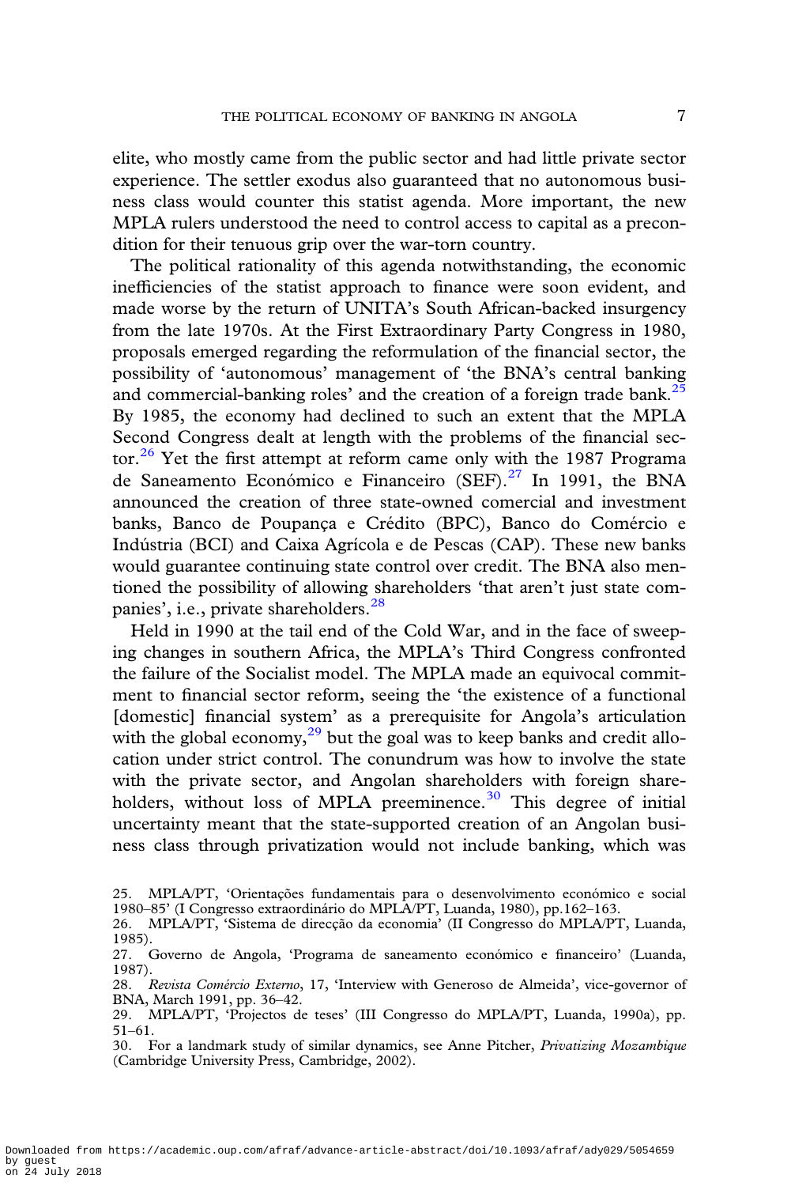elite, who mostly came from the public sector and had little private sector experience. The settler exodus also guaranteed that no autonomous business class would counter this statist agenda. More important, the new MPLA rulers understood the need to control access to capital as a precondition for their tenuous grip over the war-torn country.

The political rationality of this agenda notwithstanding, the economic inefficiencies of the statist approach to finance were soon evident, and made worse by the return of UNITA's South African-backed insurgency from the late 1970s. At the First Extraordinary Party Congress in 1980, proposals emerged regarding the reformulation of the financial sector, the possibility of 'autonomous' management of 'the BNA's central banking and commercial-banking roles' and the creation of a foreign trade bank.[25] By 1985, the economy had declined to such an extent that the MPLA Second Congress dealt at length with the problems of the financial sector.[26] Yet the first attempt at reform came only with the 1987 Programa de Saneamento Económico e Financeiro (SEF).[27] In 1991, the BNA announced the creation of three state-owned comercial and investment banks, Banco de Poupança e Crédito (BPC), Banco do Comércio e Indústria (BCI) and Caixa Agrícola e de Pescas (CAP). These new banks would guarantee continuing state control over credit. The BNA also mentioned the possibility of allowing shareholders 'that aren't just state companies', i.e., private shareholders.[28]

Held in 1990 at the tail end of the Cold War, and in the face of sweeping changes in southern Africa, the MPLA's Third Congress confronted the failure of the Socialist model. The MPLA made an equivocal commitment to financial sector reform, seeing the 'the existence of a functional [domestic] financial system' as a prerequisite for Angola's articulation with the global economy,[29] but the goal was to keep banks and credit allocation under strict control. The conundrum was how to involve the state with the private sector, and Angolan shareholders with foreign shareholders, without loss of MPLA preeminence.[30] This degree of initial uncertainty meant that the state-supported creation of an Angolan business class through privatization would not include banking, which was

25. MPLA/PT, 'Orientações fundamentais para o desenvolvimento económico e social 1980–85' (I Congresso extraordinário do MPLA/PT, Luanda, 1980), pp.162–163.
26. MPLA/PT, 'Sistema de direcção da economia' (II Congresso do MPLA/PT, Luanda, 1985).
27. Governo de Angola, 'Programa de saneamento económico e financeiro' (Luanda, 1987).
28. *Revista Comércio Externo*, 17, 'Interview with Generoso de Almeida', vice-governor of BNA, March 1991, pp. 36–42.
29. MPLA/PT, 'Projectos de teses' (III Congresso do MPLA/PT, Luanda, 1990a), pp. 51–61.
30. For a landmark study of similar dynamics, see Anne Pitcher, *Privatizing Mozambique* (Cambridge University Press, Cambridge, 2002).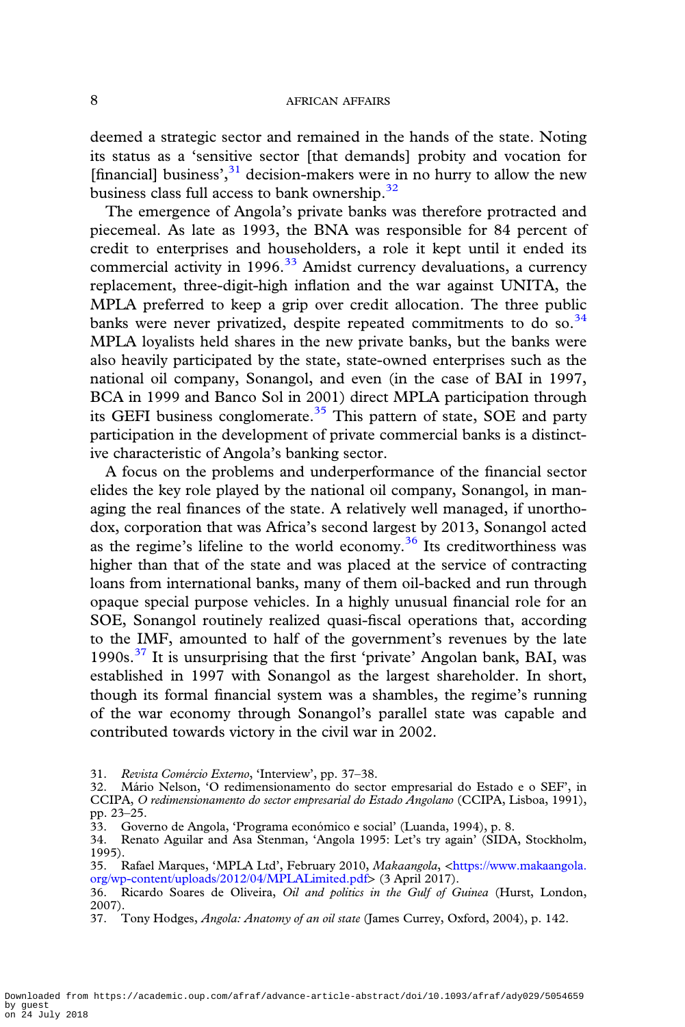deemed a strategic sector and remained in the hands of the state. Noting its status as a 'sensitive sector [that demands] probity and vocation for [financial] business',[31] decision-makers were in no hurry to allow the new business class full access to bank ownership.[32]

The emergence of Angola's private banks was therefore protracted and piecemeal. As late as 1993, the BNA was responsible for 84 percent of credit to enterprises and householders, a role it kept until it ended its commercial activity in 1996.[33] Amidst currency devaluations, a currency replacement, three-digit-high inflation and the war against UNITA, the MPLA preferred to keep a grip over credit allocation. The three public banks were never privatized, despite repeated commitments to do so.[34] MPLA loyalists held shares in the new private banks, but the banks were also heavily participated by the state, state-owned enterprises such as the national oil company, Sonangol, and even (in the case of BAI in 1997, BCA in 1999 and Banco Sol in 2001) direct MPLA participation through its GEFI business conglomerate.[35] This pattern of state, SOE and party participation in the development of private commercial banks is a distinctive characteristic of Angola's banking sector.

A focus on the problems and underperformance of the financial sector elides the key role played by the national oil company, Sonangol, in managing the real finances of the state. A relatively well managed, if unorthodox, corporation that was Africa's second largest by 2013, Sonangol acted as the regime's lifeline to the world economy.[36] Its creditworthiness was higher than that of the state and was placed at the service of contracting loans from international banks, many of them oil-backed and run through opaque special purpose vehicles. In a highly unusual financial role for an SOE, Sonangol routinely realized quasi-fiscal operations that, according to the IMF, amounted to half of the government's revenues by the late 1990s.[37] It is unsurprising that the first 'private' Angolan bank, BAI, was established in 1997 with Sonangol as the largest shareholder. In short, though its formal financial system was a shambles, the regime's running of the war economy through Sonangol's parallel state was capable and contributed towards victory in the civil war in 2002.

31. *Revista Comércio Externo*, 'Interview', pp. 37–38.
32. Mário Nelson, 'O redimensionamento do sector empresarial do Estado e o SEF', in CCIPA, *O redimensionamento do sector empresarial do Estado Angolano* (CCIPA, Lisboa, 1991), pp. 23–25.
33. Governo de Angola, 'Programa económico e social' (Luanda, 1994), p. 8.
34. Renato Aguilar and Asa Stenman, 'Angola 1995: Let's try again' (SIDA, Stockholm, 1995).
35. Rafael Marques, 'MPLA Ltd', February 2010, *Makaangola*, <https://www.makaangola.org/wp-content/uploads/2012/04/MPLALimited.pdf> (3 April 2017).
36. Ricardo Soares de Oliveira, *Oil and politics in the Gulf of Guinea* (Hurst, London, 2007).
37. Tony Hodges, *Angola: Anatomy of an oil state* (James Currey, Oxford, 2004), p. 142.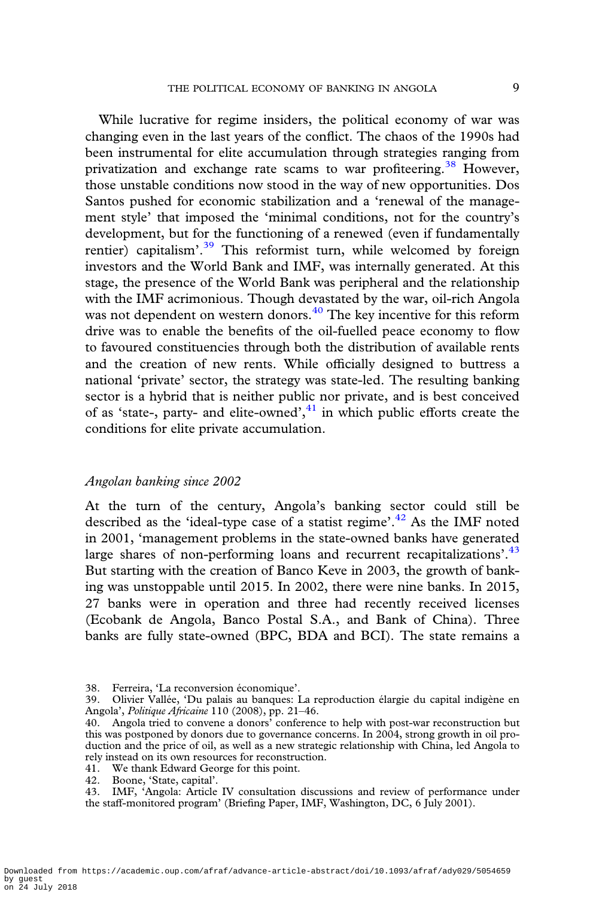While lucrative for regime insiders, the political economy of war was changing even in the last years of the conflict. The chaos of the 1990s had been instrumental for elite accumulation through strategies ranging from privatization and exchange rate scams to war profiteering.[38] However, those unstable conditions now stood in the way of new opportunities. Dos Santos pushed for economic stabilization and a 'renewal of the management style' that imposed the 'minimal conditions, not for the country's development, but for the functioning of a renewed (even if fundamentally rentier) capitalism'.[39] This reformist turn, while welcomed by foreign investors and the World Bank and IMF, was internally generated. At this stage, the presence of the World Bank was peripheral and the relationship with the IMF acrimonious. Though devastated by the war, oil-rich Angola was not dependent on western donors.[40] The key incentive for this reform drive was to enable the benefits of the oil-fuelled peace economy to flow to favoured constituencies through both the distribution of available rents and the creation of new rents. While officially designed to buttress a national 'private' sector, the strategy was state-led. The resulting banking sector is a hybrid that is neither public nor private, and is best conceived of as 'state-, party- and elite-owned',[41] in which public efforts create the conditions for elite private accumulation.

### *Angolan banking since 2002*

At the turn of the century, Angola's banking sector could still be described as the 'ideal-type case of a statist regime'.[42] As the IMF noted in 2001, 'management problems in the state-owned banks have generated large shares of non-performing loans and recurrent recapitalizations'.[43] But starting with the creation of Banco Keve in 2003, the growth of banking was unstoppable until 2015. In 2002, there were nine banks. In 2015, 27 banks were in operation and three had recently received licenses (Ecobank de Angola, Banco Postal S.A., and Bank of China). Three banks are fully state-owned (BPC, BDA and BCI). The state remains a

38. Ferreira, 'La reconversion économique'.
39. Olivier Vallée, 'Du palais au banques: La reproduction élargie du capital indigène en Angola', *Politique Africaine* 110 (2008), pp. 21–46.
40. Angola tried to convene a donors' conference to help with post-war reconstruction but this was postponed by donors due to governance concerns. In 2004, strong growth in oil production and the price of oil, as well as a new strategic relationship with China, led Angola to rely instead on its own resources for reconstruction.
41. We thank Edward George for this point.
42. Boone, 'State, capital'.
43. IMF, 'Angola: Article IV consultation discussions and review of performance under the staff-monitored program' (Briefing Paper, IMF, Washington, DC, 6 July 2001).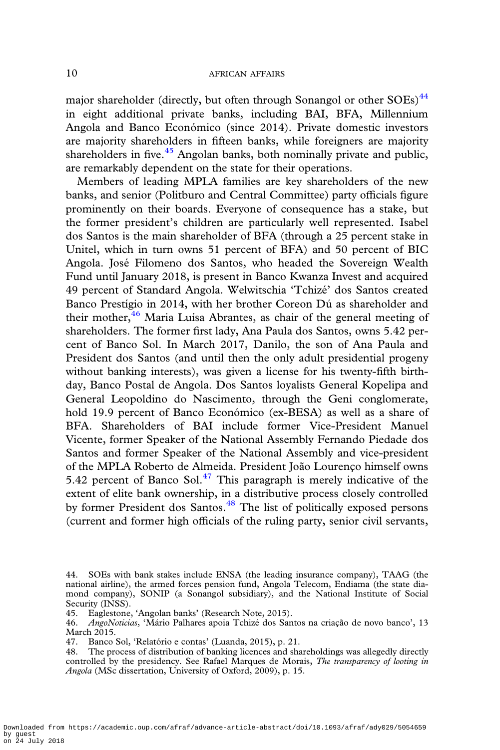major shareholder (directly, but often through Sonangol or other SOEs)[44] in eight additional private banks, including BAI, BFA, Millennium Angola and Banco Económico (since 2014). Private domestic investors are majority shareholders in fifteen banks, while foreigners are majority shareholders in five.[45] Angolan banks, both nominally private and public, are remarkably dependent on the state for their operations.

Members of leading MPLA families are key shareholders of the new banks, and senior (Politburo and Central Committee) party officials figure prominently on their boards. Everyone of consequence has a stake, but the former president's children are particularly well represented. Isabel dos Santos is the main shareholder of BFA (through a 25 percent stake in Unitel, which in turn owns 51 percent of BFA) and 50 percent of BIC Angola. José Filomeno dos Santos, who headed the Sovereign Wealth Fund until January 2018, is present in Banco Kwanza Invest and acquired 49 percent of Standard Angola. Welwitschia 'Tchizé' dos Santos created Banco Prestígio in 2014, with her brother Coreon Dú as shareholder and their mother,[46] Maria Luísa Abrantes, as chair of the general meeting of shareholders. The former first lady, Ana Paula dos Santos, owns 5.42 percent of Banco Sol. In March 2017, Danilo, the son of Ana Paula and President dos Santos (and until then the only adult presidential progeny without banking interests), was given a license for his twenty-fifth birthday, Banco Postal de Angola. Dos Santos loyalists General Kopelipa and General Leopoldino do Nascimento, through the Geni conglomerate, hold 19.9 percent of Banco Económico (ex-BESA) as well as a share of BFA. Shareholders of BAI include former Vice-President Manuel Vicente, former Speaker of the National Assembly Fernando Piedade dos Santos and former Speaker of the National Assembly and vice-president of the MPLA Roberto de Almeida. President João Lourenço himself owns 5.42 percent of Banco Sol.[47] This paragraph is merely indicative of the extent of elite bank ownership, in a distributive process closely controlled by former President dos Santos.[48] The list of politically exposed persons (current and former high officials of the ruling party, senior civil servants,

---

44. SOEs with bank stakes include ENSA (the leading insurance company), TAAG (the national airline), the armed forces pension fund, Angola Telecom, Endiama (the state diamond company), SONIP (a Sonangol subsidiary), and the National Institute of Social Security (INSS).

45. Eaglestone, 'Angolan banks' (Research Note, 2015).

46. *AngoNoticias*, 'Mário Palhares apoia Tchizé dos Santos na criação de novo banco', 13 March 2015.

47. Banco Sol, 'Relatório e contas' (Luanda, 2015), p. 21.

48. The process of distribution of banking licences and shareholdings was allegedly directly controlled by the presidency. See Rafael Marques de Morais, *The transparency of looting in Angola* (MSc dissertation, University of Oxford, 2009), p. 15.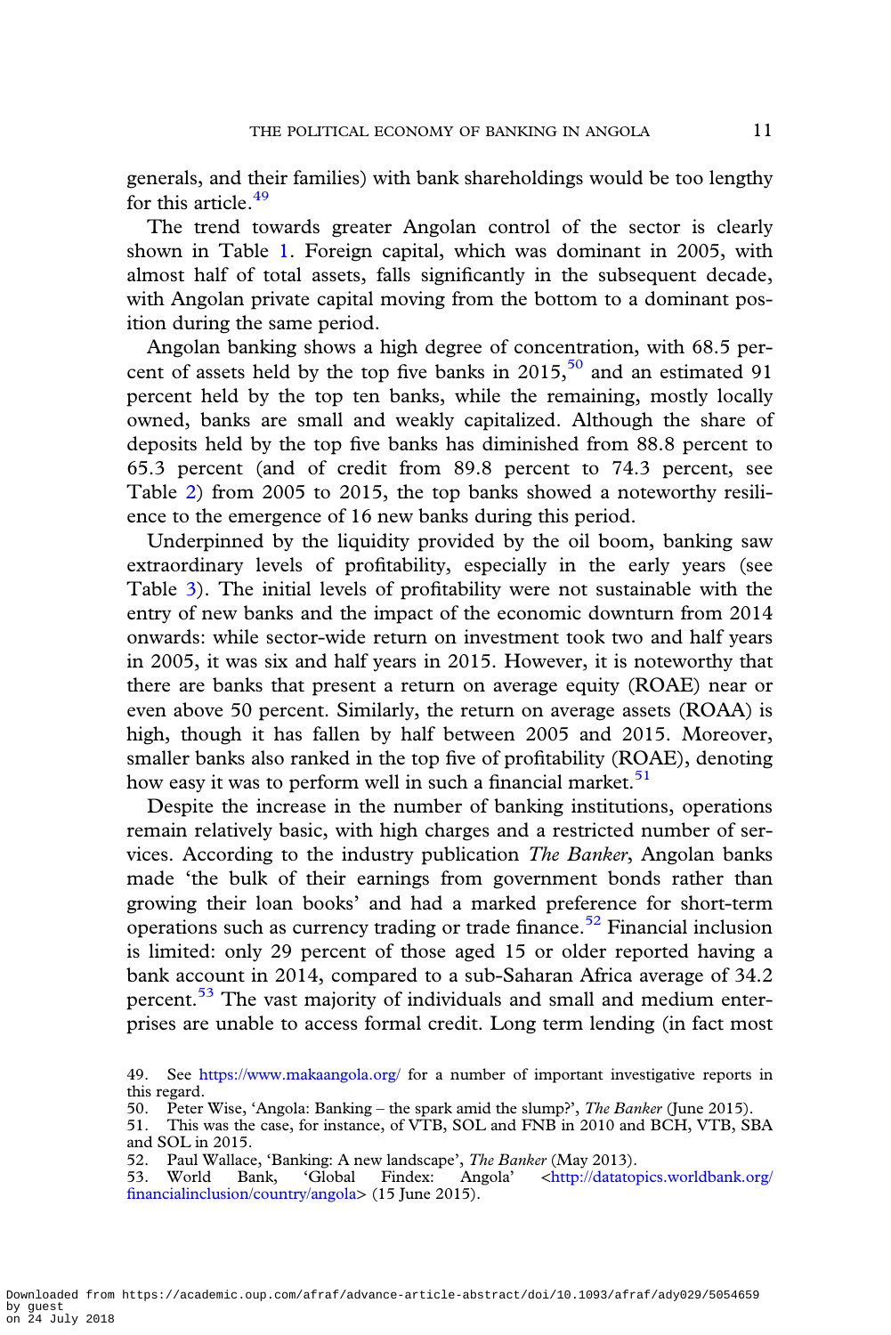generals, and their families) with bank shareholdings would be too lengthy for this article.[49]

The trend towards greater Angolan control of the sector is clearly shown in Table 1. Foreign capital, which was dominant in 2005, with almost half of total assets, falls significantly in the subsequent decade, with Angolan private capital moving from the bottom to a dominant position during the same period.

Angolan banking shows a high degree of concentration, with 68.5 percent of assets held by the top five banks in 2015,[50] and an estimated 91 percent held by the top ten banks, while the remaining, mostly locally owned, banks are small and weakly capitalized. Although the share of deposits held by the top five banks has diminished from 88.8 percent to 65.3 percent (and of credit from 89.8 percent to 74.3 percent, see Table 2) from 2005 to 2015, the top banks showed a noteworthy resilience to the emergence of 16 new banks during this period.

Underpinned by the liquidity provided by the oil boom, banking saw extraordinary levels of profitability, especially in the early years (see Table 3). The initial levels of profitability were not sustainable with the entry of new banks and the impact of the economic downturn from 2014 onwards: while sector-wide return on investment took two and half years in 2005, it was six and half years in 2015. However, it is noteworthy that there are banks that present a return on average equity (ROAE) near or even above 50 percent. Similarly, the return on average assets (ROAA) is high, though it has fallen by half between 2005 and 2015. Moreover, smaller banks also ranked in the top five of profitability (ROAE), denoting how easy it was to perform well in such a financial market.[51]

Despite the increase in the number of banking institutions, operations remain relatively basic, with high charges and a restricted number of services. According to the industry publication *The Banker*, Angolan banks made 'the bulk of their earnings from government bonds rather than growing their loan books' and had a marked preference for short-term operations such as currency trading or trade finance.[52] Financial inclusion is limited: only 29 percent of those aged 15 or older reported having a bank account in 2014, compared to a sub-Saharan Africa average of 34.2 percent.[53] The vast majority of individuals and small and medium enterprises are unable to access formal credit. Long term lending (in fact most

49. See https://www.makaangola.org/ for a number of important investigative reports in this regard.

50. Peter Wise, 'Angola: Banking – the spark amid the slump?', *The Banker* (June 2015).

51. This was the case, for instance, of VTB, SOL and FNB in 2010 and BCH, VTB, SBA and SOL in 2015.

52. Paul Wallace, 'Banking: A new landscape', *The Banker* (May 2013).

53. World Bank, 'Global Findex: Angola' <http://datatopics.worldbank.org/financialinclusion/country/angola> (15 June 2015).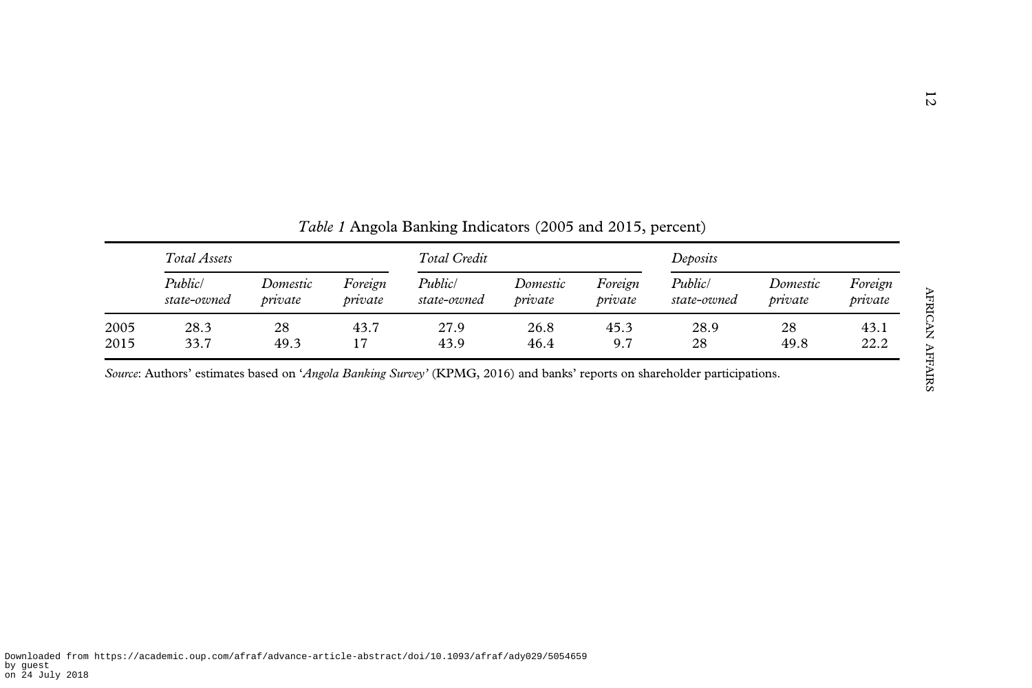*Table 1* Angola Banking Indicators (2005 and 2015, percent)

| | *Total Assets* | | | *Total Credit* | | | *Deposits* | | |
|---|---|---|---|---|---|---|---|---|---|
| | *Public/ state-owned* | *Domestic private* | *Foreign private* | *Public/ state-owned* | *Domestic private* | *Foreign private* | *Public/ state-owned* | *Domestic private* | *Foreign private* |
| 2005 | 28.3 | 28 | 43.7 | 27.9 | 26.8 | 45.3 | 28.9 | 28 | 43.1 |
| 2015 | 33.7 | 49.3 | 17 | 43.9 | 46.4 | 9.7 | 28 | 49.8 | 22.2 |

*Source*: Authors' estimates based on '*Angola Banking Survey*' (KPMG, 2016) and banks' reports on shareholder participations.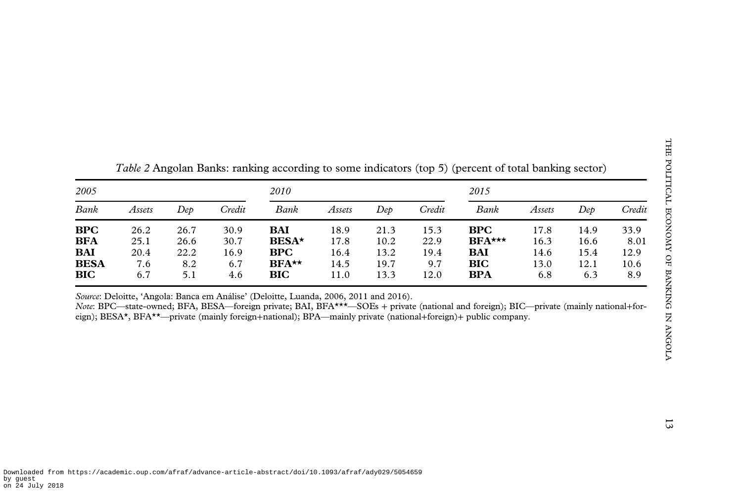*Table 2* Angolan Banks: ranking according to some indicators (top 5) (percent of total banking sector)

| *2005* | | | | *2010* | | | | *2015* | | | |
|---|---|---|---|---|---|---|---|---|---|---|---|
| *Bank* | *Assets* | *Dep* | *Credit* | *Bank* | *Assets* | *Dep* | *Credit* | *Bank* | *Assets* | *Dep* | *Credit* |
| **BPC** | 26.2 | 26.7 | 30.9 | **BAI** | 18.9 | 21.3 | 15.3 | **BPC** | 17.8 | 14.9 | 33.9 |
| **BFA** | 25.1 | 26.6 | 30.7 | **BESA*** | 17.8 | 10.2 | 22.9 | **BFA***** | 16.3 | 16.6 | 8.01 |
| **BAI** | 20.4 | 22.2 | 16.9 | **BPC** | 16.4 | 13.2 | 19.4 | **BAI** | 14.6 | 15.4 | 12.9 |
| **BESA** | 7.6 | 8.2 | 6.7 | **BFA**** | 14.5 | 19.7 | 9.7 | **BIC** | 13.0 | 12.1 | 10.6 |
| **BIC** | 6.7 | 5.1 | 4.6 | **BIC** | 11.0 | 13.3 | 12.0 | **BPA** | 6.8 | 6.3 | 8.9 |

*Source*: Deloitte, 'Angola: Banca em Análise' (Deloitte, Luanda, 2006, 2011 and 2016).
*Note*: BPC—state-owned; BFA, BESA—foreign private; BAI, BFA***—SOEs + private (national and foreign); BIC—private (mainly national+foreign); BESA*, BFA**—private (mainly foreign+national); BPA—mainly private (national+foreign)+ public company.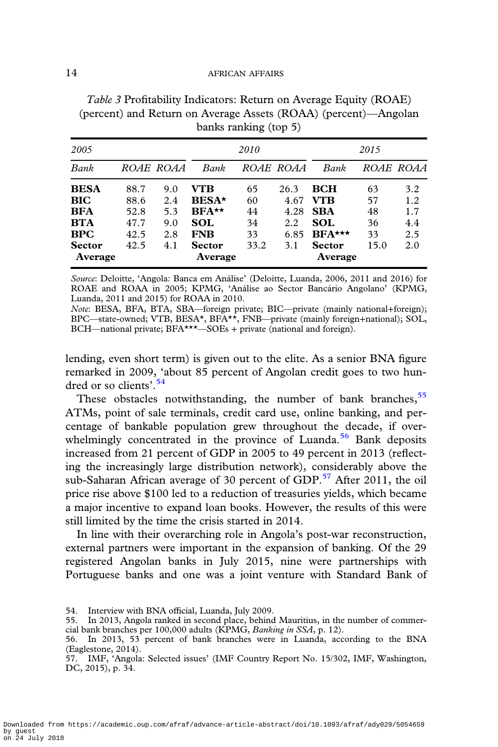*Table 3* Profitability Indicators: Return on Average Equity (ROAE) (percent) and Return on Average Assets (ROAA) (percent)—Angolan banks ranking (top 5)

| *2005* | | | *2010* | | | *2015* | | |
|---|---|---|---|---|---|---|---|---|
| *Bank* | *ROAE* | *ROAA* | *Bank* | *ROAE* | *ROAA* | *Bank* | *ROAE* | *ROAA* |
| **BESA** | 88.7 | 9.0 | **VTB** | 65 | 26.3 | **BCH** | 63 | 3.2 |
| **BIC** | 88.6 | 2.4 | **BESA*** | 60 | 4.67 | **VTB** | 57 | 1.2 |
| **BFA** | 52.8 | 5.3 | **BFA**** | 44 | 4.28 | **SBA** | 48 | 1.7 |
| **BTA** | 47.7 | 9.0 | **SOL** | 34 | 2.2 | **SOL** | 36 | 4.4 |
| **BPC** | 42.5 | 2.8 | **FNB** | 33 | 6.85 | **BFA***** | 33 | 2.5 |
| **Sector Average** | 42.5 | 4.1 | **Sector Average** | 33.2 | 3.1 | **Sector Average** | 15.0 | 2.0 |

*Source*: Deloitte, 'Angola: Banca em Análise' (Deloitte, Luanda, 2006, 2011 and 2016) for ROAE and ROAA in 2005; KPMG, 'Análise ao Sector Bancário Angolano' (KPMG, Luanda, 2011 and 2015) for ROAA in 2010.
*Note*: BESA, BFA, BTA, SBA—foreign private; BIC—private (mainly national+foreign); BPC—state-owned; VTB, BESA*, BFA**, FNB—private (mainly foreign+national); SOL, BCH—national private; BFA***—SOEs + private (national and foreign).

lending, even short term) is given out to the elite. As a senior BNA figure remarked in 2009, 'about 85 percent of Angolan credit goes to two hundred or so clients'.[54]

These obstacles notwithstanding, the number of bank branches,[55] ATMs, point of sale terminals, credit card use, online banking, and percentage of bankable population grew throughout the decade, if overwhelmingly concentrated in the province of Luanda.[56] Bank deposits increased from 21 percent of GDP in 2005 to 49 percent in 2013 (reflecting the increasingly large distribution network), considerably above the sub-Saharan African average of 30 percent of GDP.[57] After 2011, the oil price rise above $100 led to a reduction of treasuries yields, which became a major incentive to expand loan books. However, the results of this were still limited by the time the crisis started in 2014.

In line with their overarching role in Angola's post-war reconstruction, external partners were important in the expansion of banking. Of the 29 registered Angolan banks in July 2015, nine were partnerships with Portuguese banks and one was a joint venture with Standard Bank of

54. Interview with BNA official, Luanda, July 2009.
55. In 2013, Angola ranked in second place, behind Mauritius, in the number of commercial bank branches per 100,000 adults (KPMG, *Banking in SSA*, p. 12).
56. In 2013, 53 percent of bank branches were in Luanda, according to the BNA (Eaglestone, 2014).
57. IMF, 'Angola: Selected issues' (IMF Country Report No. 15/302, IMF, Washington, DC, 2015), p. 34.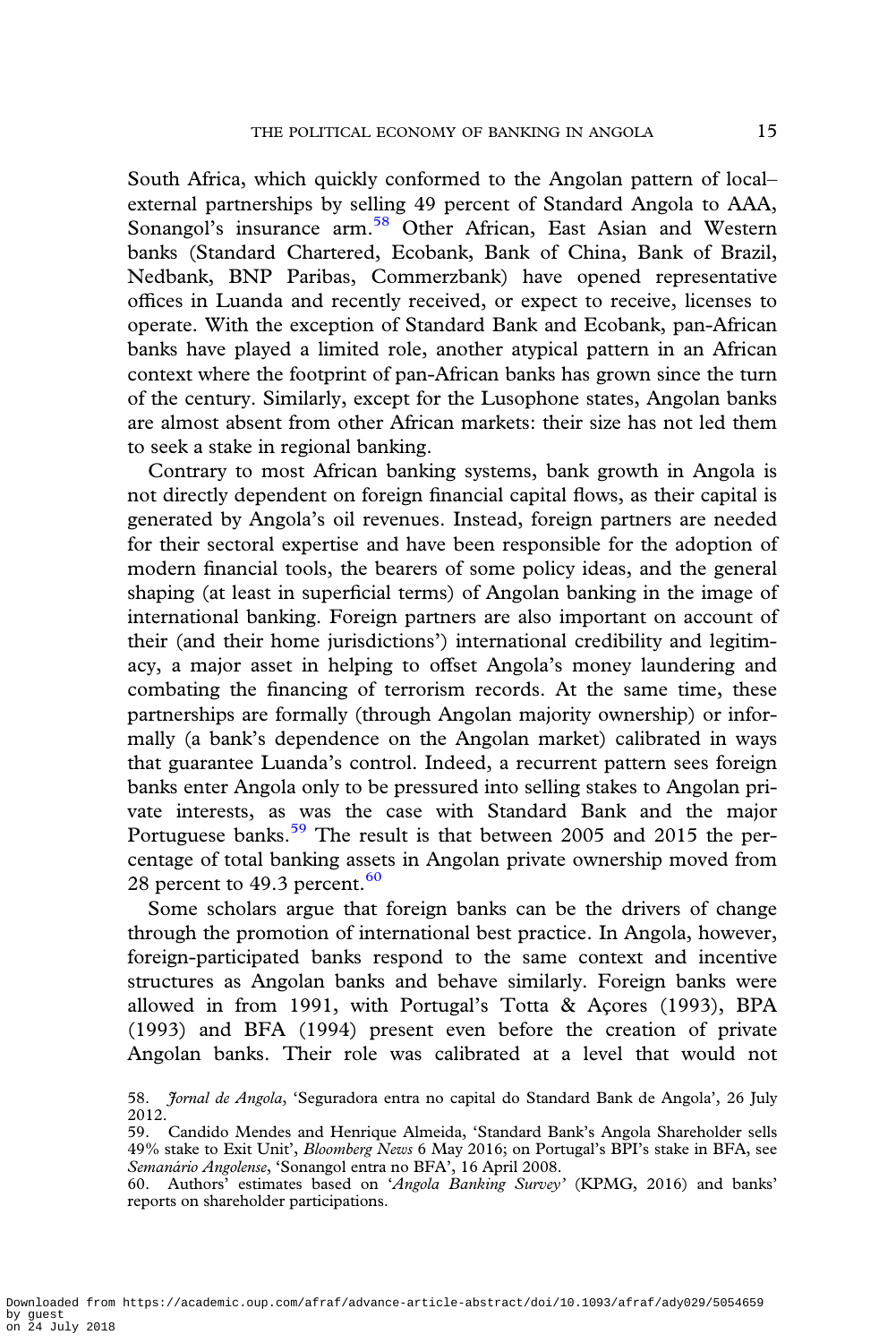South Africa, which quickly conformed to the Angolan pattern of local–external partnerships by selling 49 percent of Standard Angola to AAA, Sonangol's insurance arm.[58] Other African, East Asian and Western banks (Standard Chartered, Ecobank, Bank of China, Bank of Brazil, Nedbank, BNP Paribas, Commerzbank) have opened representative offices in Luanda and recently received, or expect to receive, licenses to operate. With the exception of Standard Bank and Ecobank, pan-African banks have played a limited role, another atypical pattern in an African context where the footprint of pan-African banks has grown since the turn of the century. Similarly, except for the Lusophone states, Angolan banks are almost absent from other African markets: their size has not led them to seek a stake in regional banking.

Contrary to most African banking systems, bank growth in Angola is not directly dependent on foreign financial capital flows, as their capital is generated by Angola's oil revenues. Instead, foreign partners are needed for their sectoral expertise and have been responsible for the adoption of modern financial tools, the bearers of some policy ideas, and the general shaping (at least in superficial terms) of Angolan banking in the image of international banking. Foreign partners are also important on account of their (and their home jurisdictions') international credibility and legitimacy, a major asset in helping to offset Angola's money laundering and combating the financing of terrorism records. At the same time, these partnerships are formally (through Angolan majority ownership) or informally (a bank's dependence on the Angolan market) calibrated in ways that guarantee Luanda's control. Indeed, a recurrent pattern sees foreign banks enter Angola only to be pressured into selling stakes to Angolan private interests, as was the case with Standard Bank and the major Portuguese banks.[59] The result is that between 2005 and 2015 the percentage of total banking assets in Angolan private ownership moved from 28 percent to 49.3 percent.[60]

Some scholars argue that foreign banks can be the drivers of change through the promotion of international best practice. In Angola, however, foreign-participated banks respond to the same context and incentive structures as Angolan banks and behave similarly. Foreign banks were allowed in from 1991, with Portugal's Totta & Açores (1993), BPA (1993) and BFA (1994) present even before the creation of private Angolan banks. Their role was calibrated at a level that would not

58. *Jornal de Angola*, 'Seguradora entra no capital do Standard Bank de Angola', 26 July 2012.

59. Candido Mendes and Henrique Almeida, 'Standard Bank's Angola Shareholder sells 49% stake to Exit Unit', *Bloomberg News* 6 May 2016; on Portugal's BPI's stake in BFA, see *Semanário Angolense*, 'Sonangol entra no BFA', 16 April 2008.

60. Authors' estimates based on '*Angola Banking Survey*' (KPMG, 2016) and banks' reports on shareholder participations.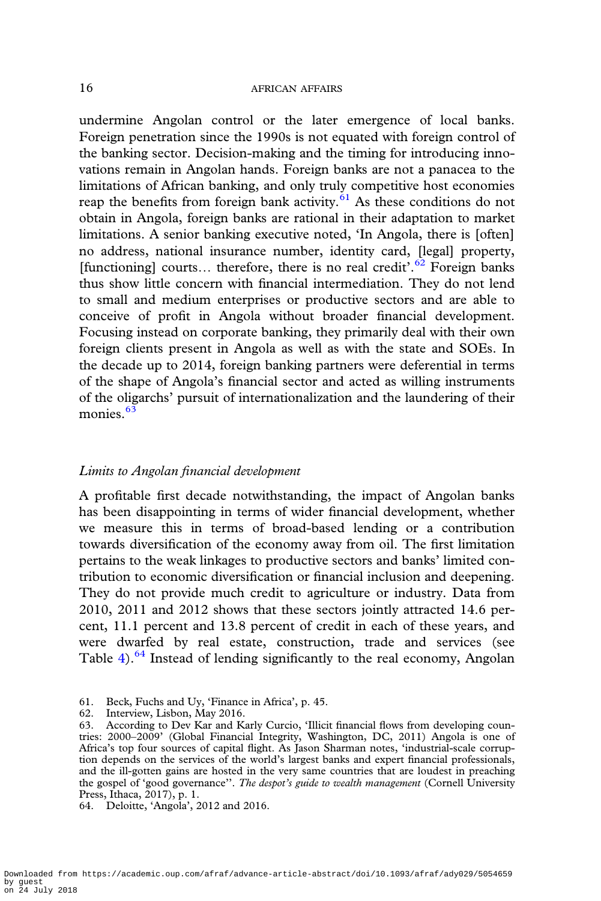undermine Angolan control or the later emergence of local banks. Foreign penetration since the 1990s is not equated with foreign control of the banking sector. Decision-making and the timing for introducing innovations remain in Angolan hands. Foreign banks are not a panacea to the limitations of African banking, and only truly competitive host economies reap the benefits from foreign bank activity.[61] As these conditions do not obtain in Angola, foreign banks are rational in their adaptation to market limitations. A senior banking executive noted, 'In Angola, there is [often] no address, national insurance number, identity card, [legal] property, [functioning] courts… therefore, there is no real credit'.[62] Foreign banks thus show little concern with financial intermediation. They do not lend to small and medium enterprises or productive sectors and are able to conceive of profit in Angola without broader financial development. Focusing instead on corporate banking, they primarily deal with their own foreign clients present in Angola as well as with the state and SOEs. In the decade up to 2014, foreign banking partners were deferential in terms of the shape of Angola's financial sector and acted as willing instruments of the oligarchs' pursuit of internationalization and the laundering of their monies.[63]

### *Limits to Angolan financial development*

A profitable first decade notwithstanding, the impact of Angolan banks has been disappointing in terms of wider financial development, whether we measure this in terms of broad-based lending or a contribution towards diversification of the economy away from oil. The first limitation pertains to the weak linkages to productive sectors and banks' limited contribution to economic diversification or financial inclusion and deepening. They do not provide much credit to agriculture or industry. Data from 2010, 2011 and 2012 shows that these sectors jointly attracted 14.6 percent, 11.1 percent and 13.8 percent of credit in each of these years, and were dwarfed by real estate, construction, trade and services (see Table 4).[64] Instead of lending significantly to the real economy, Angolan

61. Beck, Fuchs and Uy, 'Finance in Africa', p. 45.
62. Interview, Lisbon, May 2016.
63. According to Dev Kar and Karly Curcio, 'Illicit financial flows from developing countries: 2000–2009' (Global Financial Integrity, Washington, DC, 2011) Angola is one of Africa's top four sources of capital flight. As Jason Sharman notes, 'industrial-scale corruption depends on the services of the world's largest banks and expert financial professionals, and the ill-gotten gains are hosted in the very same countries that are loudest in preaching the gospel of 'good governance''. *The despot's guide to wealth management* (Cornell University Press, Ithaca, 2017), p. 1.
64. Deloitte, 'Angola', 2012 and 2016.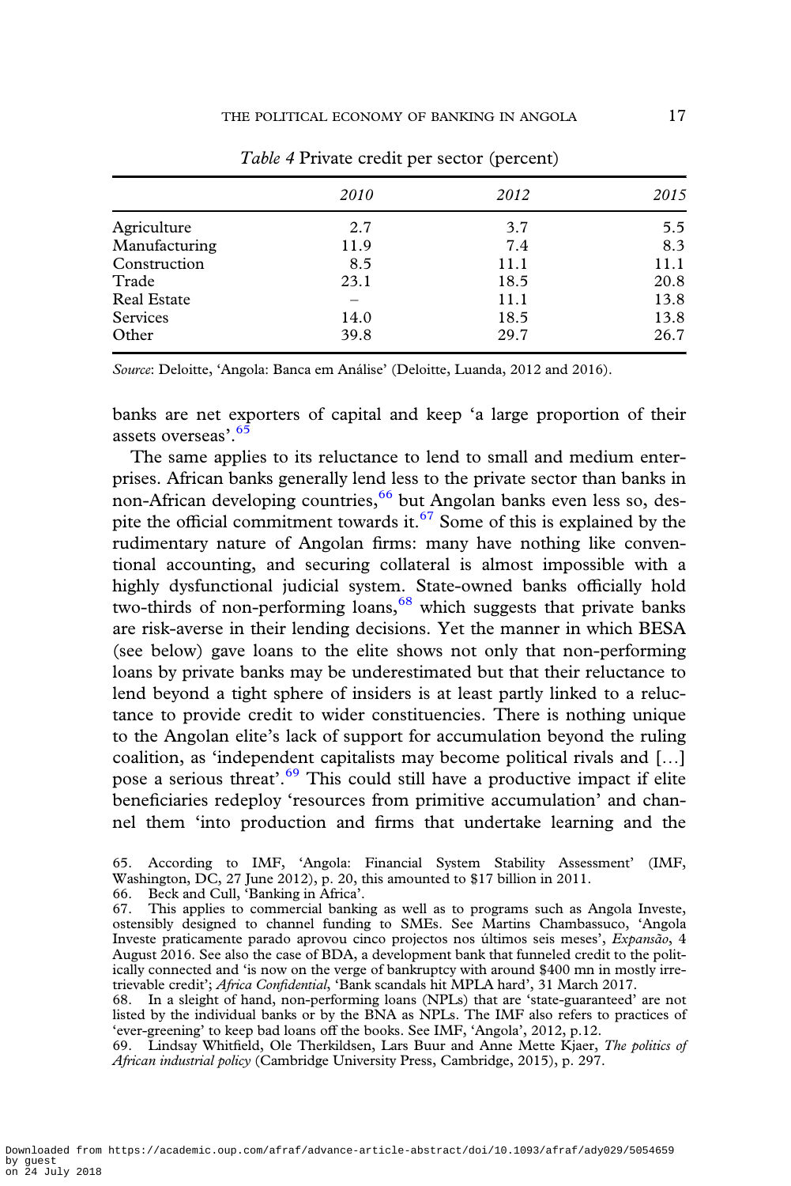*Table 4* Private credit per sector (percent)

| | *2010* | *2012* | *2015* |
|---|---|---|---|
| Agriculture | 2.7 | 3.7 | 5.5 |
| Manufacturing | 11.9 | 7.4 | 8.3 |
| Construction | 8.5 | 11.1 | 11.1 |
| Trade | 23.1 | 18.5 | 20.8 |
| Real Estate | – | 11.1 | 13.8 |
| Services | 14.0 | 18.5 | 13.8 |
| Other | 39.8 | 29.7 | 26.7 |

*Source*: Deloitte, 'Angola: Banca em Análise' (Deloitte, Luanda, 2012 and 2016).

banks are net exporters of capital and keep 'a large proportion of their assets overseas'.[65]

The same applies to its reluctance to lend to small and medium enterprises. African banks generally lend less to the private sector than banks in non-African developing countries,[66] but Angolan banks even less so, despite the official commitment towards it.[67] Some of this is explained by the rudimentary nature of Angolan firms: many have nothing like conventional accounting, and securing collateral is almost impossible with a highly dysfunctional judicial system. State-owned banks officially hold two-thirds of non-performing loans,[68] which suggests that private banks are risk-averse in their lending decisions. Yet the manner in which BESA (see below) gave loans to the elite shows not only that non-performing loans by private banks may be underestimated but that their reluctance to lend beyond a tight sphere of insiders is at least partly linked to a reluctance to provide credit to wider constituencies. There is nothing unique to the Angolan elite's lack of support for accumulation beyond the ruling coalition, as 'independent capitalists may become political rivals and […] pose a serious threat'.[69] This could still have a productive impact if elite beneficiaries redeploy 'resources from primitive accumulation' and channel them 'into production and firms that undertake learning and the

65. According to IMF, 'Angola: Financial System Stability Assessment' (IMF, Washington, DC, 27 June 2012), p. 20, this amounted to $17 billion in 2011.

66. Beck and Cull, 'Banking in Africa'.

67. This applies to commercial banking as well as to programs such as Angola Investe, ostensibly designed to channel funding to SMEs. See Martins Chambassuco, 'Angola Investe praticamente parado aprovou cinco projectos nos últimos seis meses', *Expansão*, 4 August 2016. See also the case of BDA, a development bank that funneled credit to the politically connected and 'is now on the verge of bankruptcy with around $400 mn in mostly irretrievable credit'; *Africa Confidential*, 'Bank scandals hit MPLA hard', 31 March 2017.

68. In a sleight of hand, non-performing loans (NPLs) that are 'state-guaranteed' are not listed by the individual banks or by the BNA as NPLs. The IMF also refers to practices of 'ever-greening' to keep bad loans off the books. See IMF, 'Angola', 2012, p.12.

69. Lindsay Whitfield, Ole Therkildsen, Lars Buur and Anne Mette Kjaer, *The politics of African industrial policy* (Cambridge University Press, Cambridge, 2015), p. 297.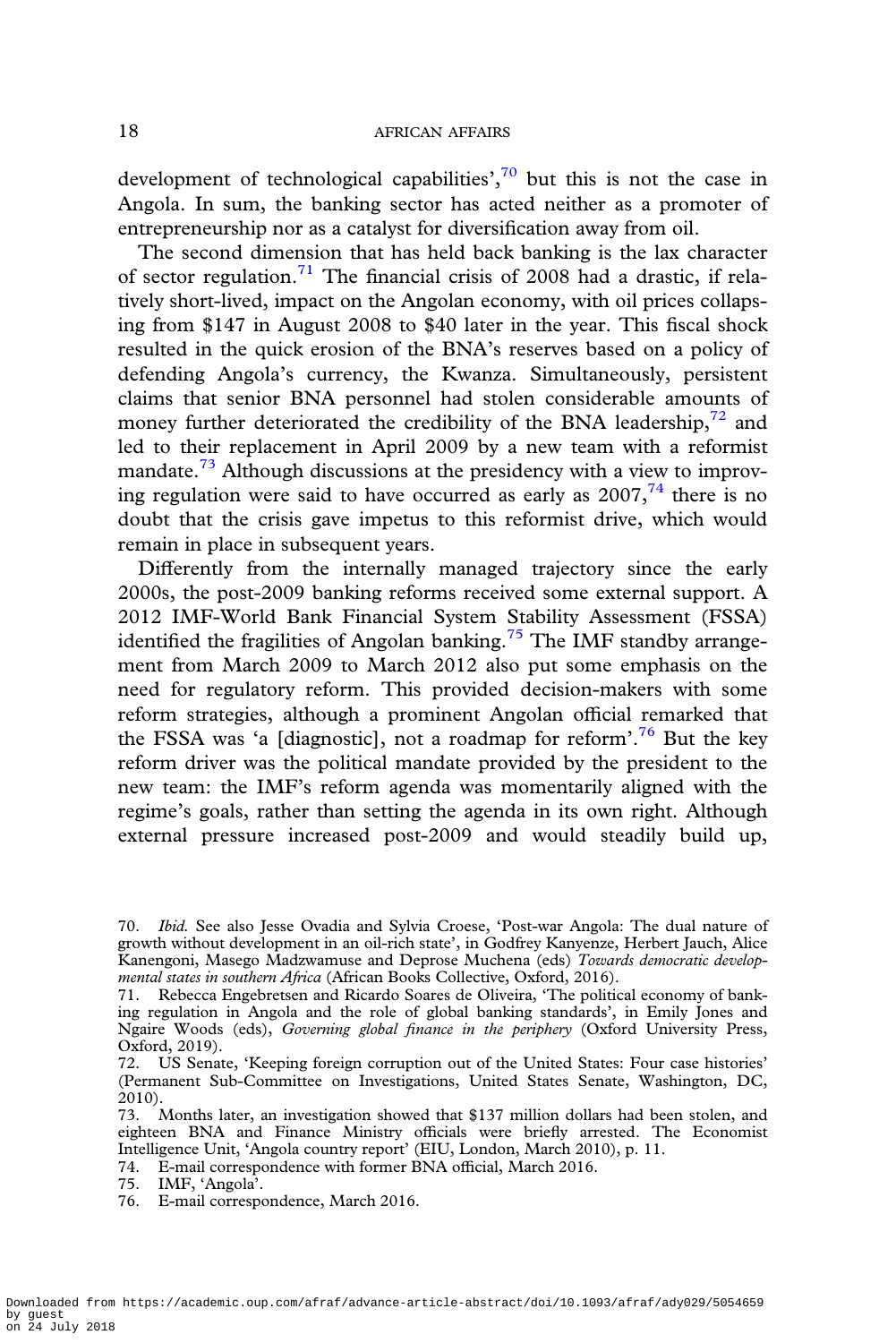development of technological capabilities',[70] but this is not the case in Angola. In sum, the banking sector has acted neither as a promoter of entrepreneurship nor as a catalyst for diversification away from oil.

The second dimension that has held back banking is the lax character of sector regulation.[71] The financial crisis of 2008 had a drastic, if relatively short-lived, impact on the Angolan economy, with oil prices collapsing from $147 in August 2008 to $40 later in the year. This fiscal shock resulted in the quick erosion of the BNA's reserves based on a policy of defending Angola's currency, the Kwanza. Simultaneously, persistent claims that senior BNA personnel had stolen considerable amounts of money further deteriorated the credibility of the BNA leadership,[72] and led to their replacement in April 2009 by a new team with a reformist mandate.[73] Although discussions at the presidency with a view to improving regulation were said to have occurred as early as 2007,[74] there is no doubt that the crisis gave impetus to this reformist drive, which would remain in place in subsequent years.

Differently from the internally managed trajectory since the early 2000s, the post-2009 banking reforms received some external support. A 2012 IMF-World Bank Financial System Stability Assessment (FSSA) identified the fragilities of Angolan banking.[75] The IMF standby arrangement from March 2009 to March 2012 also put some emphasis on the need for regulatory reform. This provided decision-makers with some reform strategies, although a prominent Angolan official remarked that the FSSA was 'a [diagnostic], not a roadmap for reform'.[76] But the key reform driver was the political mandate provided by the president to the new team: the IMF's reform agenda was momentarily aligned with the regime's goals, rather than setting the agenda in its own right. Although external pressure increased post-2009 and would steadily build up,

70. *Ibid.* See also Jesse Ovadia and Sylvia Croese, 'Post-war Angola: The dual nature of growth without development in an oil-rich state', in Godfrey Kanyenze, Herbert Jauch, Alice Kanengoni, Masego Madzwamuse and Deprose Muchena (eds) *Towards democratic developmental states in southern Africa* (African Books Collective, Oxford, 2016).

71. Rebecca Engebretsen and Ricardo Soares de Oliveira, 'The political economy of banking regulation in Angola and the role of global banking standards', in Emily Jones and Ngaire Woods (eds), *Governing global finance in the periphery* (Oxford University Press, Oxford, 2019).

72. US Senate, 'Keeping foreign corruption out of the United States: Four case histories' (Permanent Sub-Committee on Investigations, United States Senate, Washington, DC, 2010).

73. Months later, an investigation showed that $137 million dollars had been stolen, and eighteen BNA and Finance Ministry officials were briefly arrested. The Economist Intelligence Unit, 'Angola country report' (EIU, London, March 2010), p. 11.

74. E-mail correspondence with former BNA official, March 2016.

75. IMF, 'Angola'.

76. E-mail correspondence, March 2016.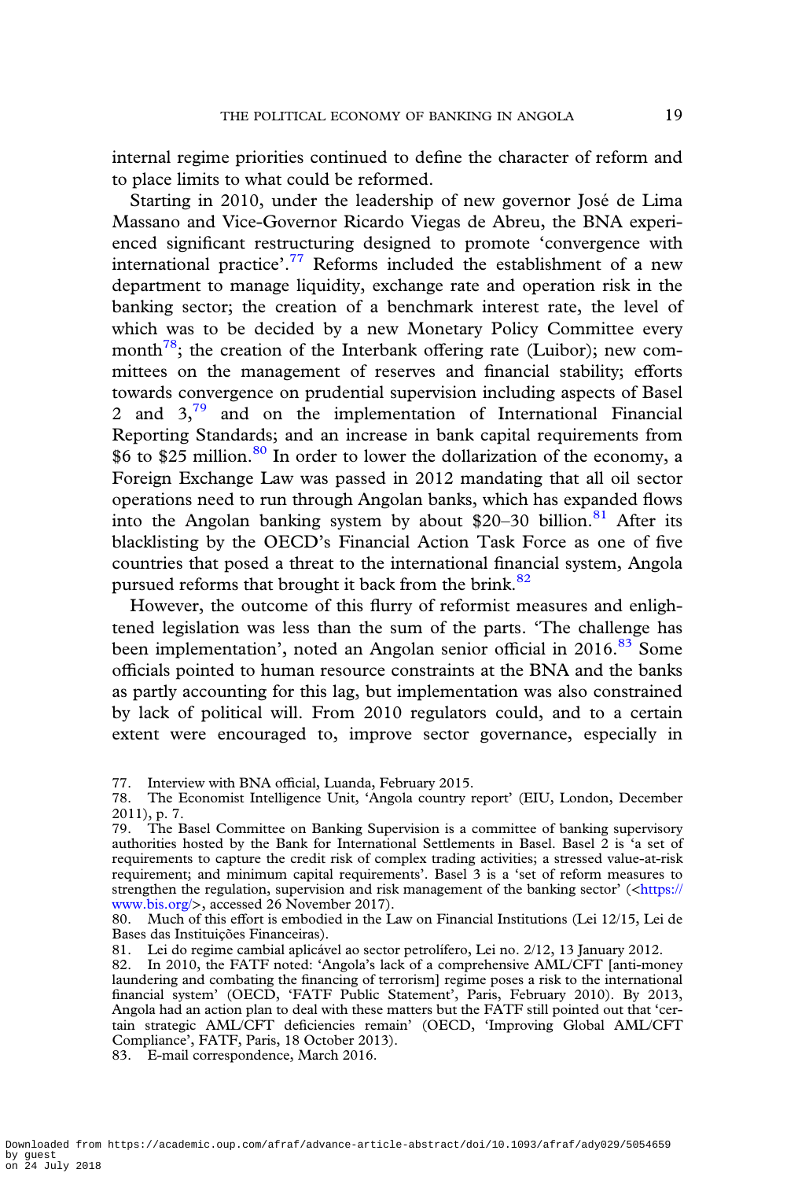internal regime priorities continued to define the character of reform and to place limits to what could be reformed.

Starting in 2010, under the leadership of new governor José de Lima Massano and Vice-Governor Ricardo Viegas de Abreu, the BNA experienced significant restructuring designed to promote 'convergence with international practice'.[77] Reforms included the establishment of a new department to manage liquidity, exchange rate and operation risk in the banking sector; the creation of a benchmark interest rate, the level of which was to be decided by a new Monetary Policy Committee every month[78]; the creation of the Interbank offering rate (Luibor); new committees on the management of reserves and financial stability; efforts towards convergence on prudential supervision including aspects of Basel 2 and 3,[79] and on the implementation of International Financial Reporting Standards; and an increase in bank capital requirements from \$6 to \$25 million.[80] In order to lower the dollarization of the economy, a Foreign Exchange Law was passed in 2012 mandating that all oil sector operations need to run through Angolan banks, which has expanded flows into the Angolan banking system by about \$20–30 billion.[81] After its blacklisting by the OECD's Financial Action Task Force as one of five countries that posed a threat to the international financial system, Angola pursued reforms that brought it back from the brink.[82]

However, the outcome of this flurry of reformist measures and enlightened legislation was less than the sum of the parts. 'The challenge has been implementation', noted an Angolan senior official in 2016.[83] Some officials pointed to human resource constraints at the BNA and the banks as partly accounting for this lag, but implementation was also constrained by lack of political will. From 2010 regulators could, and to a certain extent were encouraged to, improve sector governance, especially in

77. Interview with BNA official, Luanda, February 2015.

78. The Economist Intelligence Unit, 'Angola country report' (EIU, London, December 2011), p. 7.

79. The Basel Committee on Banking Supervision is a committee of banking supervisory authorities hosted by the Bank for International Settlements in Basel. Basel 2 is 'a set of requirements to capture the credit risk of complex trading activities; a stressed value-at-risk requirement; and minimum capital requirements'. Basel 3 is a 'set of reform measures to strengthen the regulation, supervision and risk management of the banking sector' (<https://www.bis.org/>, accessed 26 November 2017).

80. Much of this effort is embodied in the Law on Financial Institutions (Lei 12/15, Lei de Bases das Instituições Financeiras).

81. Lei do regime cambial aplicável ao sector petrolífero, Lei no. 2/12, 13 January 2012.

82. In 2010, the FATF noted: 'Angola's lack of a comprehensive AML/CFT [anti-money laundering and combating the financing of terrorism] regime poses a risk to the international financial system' (OECD, 'FATF Public Statement', Paris, February 2010). By 2013, Angola had an action plan to deal with these matters but the FATF still pointed out that 'certain strategic AML/CFT deficiencies remain' (OECD, 'Improving Global AML/CFT Compliance', FATF, Paris, 18 October 2013).

83. E-mail correspondence, March 2016.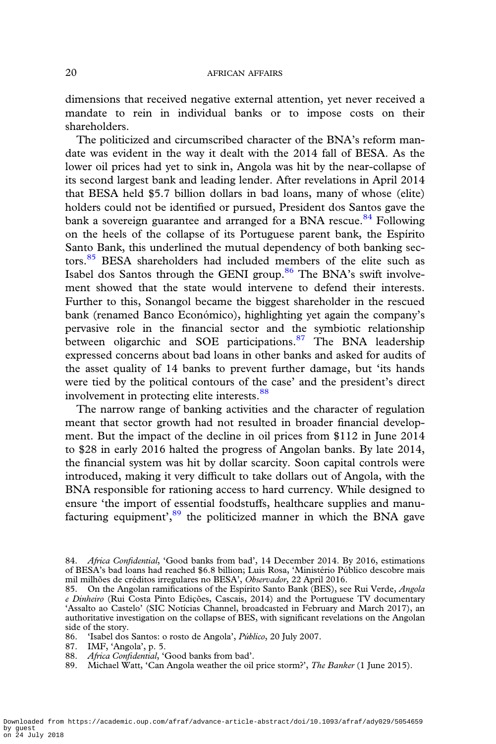dimensions that received negative external attention, yet never received a mandate to rein in individual banks or to impose costs on their shareholders.

The politicized and circumscribed character of the BNA's reform mandate was evident in the way it dealt with the 2014 fall of BESA. As the lower oil prices had yet to sink in, Angola was hit by the near-collapse of its second largest bank and leading lender. After revelations in April 2014 that BESA held $5.7 billion dollars in bad loans, many of whose (elite) holders could not be identified or pursued, President dos Santos gave the bank a sovereign guarantee and arranged for a BNA rescue.[84] Following on the heels of the collapse of its Portuguese parent bank, the Espírito Santo Bank, this underlined the mutual dependency of both banking sectors.[85] BESA shareholders had included members of the elite such as Isabel dos Santos through the GENI group.[86] The BNA's swift involvement showed that the state would intervene to defend their interests. Further to this, Sonangol became the biggest shareholder in the rescued bank (renamed Banco Económico), highlighting yet again the company's pervasive role in the financial sector and the symbiotic relationship between oligarchic and SOE participations.[87] The BNA leadership expressed concerns about bad loans in other banks and asked for audits of the asset quality of 14 banks to prevent further damage, but 'its hands were tied by the political contours of the case' and the president's direct involvement in protecting elite interests.[88]

The narrow range of banking activities and the character of regulation meant that sector growth had not resulted in broader financial development. But the impact of the decline in oil prices from $112 in June 2014 to $28 in early 2016 halted the progress of Angolan banks. By late 2014, the financial system was hit by dollar scarcity. Soon capital controls were introduced, making it very difficult to take dollars out of Angola, with the BNA responsible for rationing access to hard currency. While designed to ensure 'the import of essential foodstuffs, healthcare supplies and manufacturing equipment',[89] the politicized manner in which the BNA gave

84. *Africa Confidential*, 'Good banks from bad', 14 December 2014. By 2016, estimations of BESA's bad loans had reached $6.8 billion; Luis Rosa, 'Ministério Público descobre mais mil milhões de créditos irregulares no BESA', *Observador*, 22 April 2016.

85. On the Angolan ramifications of the Espírito Santo Bank (BES), see Rui Verde, *Angola e Dinheiro* (Rui Costa Pinto Edições, Cascais, 2014) and the Portuguese TV documentary 'Assalto ao Castelo' (SIC Notícias Channel, broadcasted in February and March 2017), an authoritative investigation on the collapse of BES, with significant revelations on the Angolan side of the story.

86. 'Isabel dos Santos: o rosto de Angola', *Público*, 20 July 2007.

87. IMF, 'Angola', p. 5.

88. *Africa Confidential*, 'Good banks from bad'.

89. Michael Watt, 'Can Angola weather the oil price storm?', *The Banker* (1 June 2015).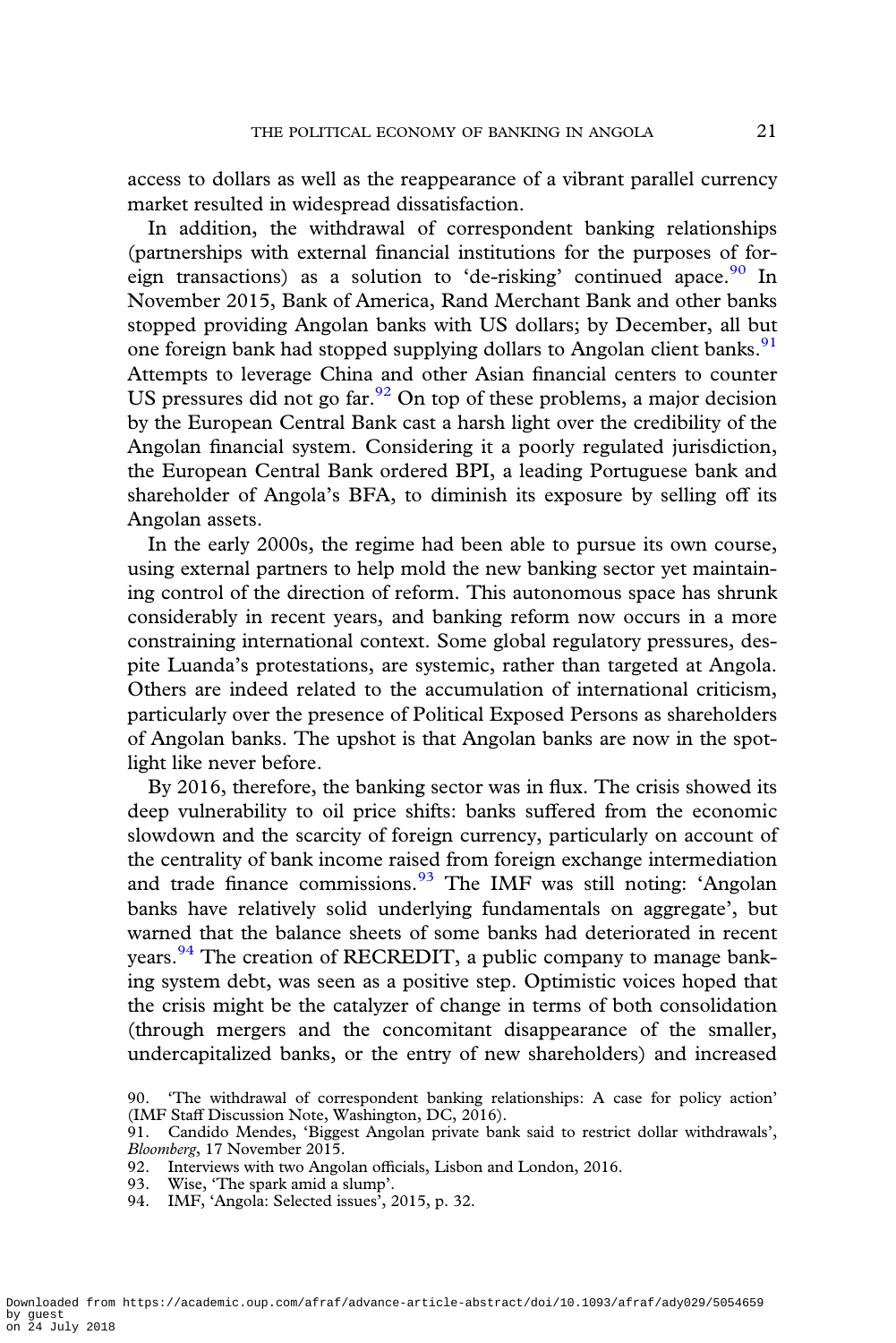access to dollars as well as the reappearance of a vibrant parallel currency market resulted in widespread dissatisfaction.

In addition, the withdrawal of correspondent banking relationships (partnerships with external financial institutions for the purposes of foreign transactions) as a solution to 'de-risking' continued apace.[90] In November 2015, Bank of America, Rand Merchant Bank and other banks stopped providing Angolan banks with US dollars; by December, all but one foreign bank had stopped supplying dollars to Angolan client banks.[91] Attempts to leverage China and other Asian financial centers to counter US pressures did not go far.[92] On top of these problems, a major decision by the European Central Bank cast a harsh light over the credibility of the Angolan financial system. Considering it a poorly regulated jurisdiction, the European Central Bank ordered BPI, a leading Portuguese bank and shareholder of Angola's BFA, to diminish its exposure by selling off its Angolan assets.

In the early 2000s, the regime had been able to pursue its own course, using external partners to help mold the new banking sector yet maintaining control of the direction of reform. This autonomous space has shrunk considerably in recent years, and banking reform now occurs in a more constraining international context. Some global regulatory pressures, despite Luanda's protestations, are systemic, rather than targeted at Angola. Others are indeed related to the accumulation of international criticism, particularly over the presence of Political Exposed Persons as shareholders of Angolan banks. The upshot is that Angolan banks are now in the spotlight like never before.

By 2016, therefore, the banking sector was in flux. The crisis showed its deep vulnerability to oil price shifts: banks suffered from the economic slowdown and the scarcity of foreign currency, particularly on account of the centrality of bank income raised from foreign exchange intermediation and trade finance commissions.[93] The IMF was still noting: 'Angolan banks have relatively solid underlying fundamentals on aggregate', but warned that the balance sheets of some banks had deteriorated in recent years.[94] The creation of RECREDIT, a public company to manage banking system debt, was seen as a positive step. Optimistic voices hoped that the crisis might be the catalyzer of change in terms of both consolidation (through mergers and the concomitant disappearance of the smaller, undercapitalized banks, or the entry of new shareholders) and increased

90. 'The withdrawal of correspondent banking relationships: A case for policy action' (IMF Staff Discussion Note, Washington, DC, 2016).

91. Candido Mendes, 'Biggest Angolan private bank said to restrict dollar withdrawals', *Bloomberg*, 17 November 2015.

92. Interviews with two Angolan officials, Lisbon and London, 2016.

93. Wise, 'The spark amid a slump'.

94. IMF, 'Angola: Selected issues', 2015, p. 32.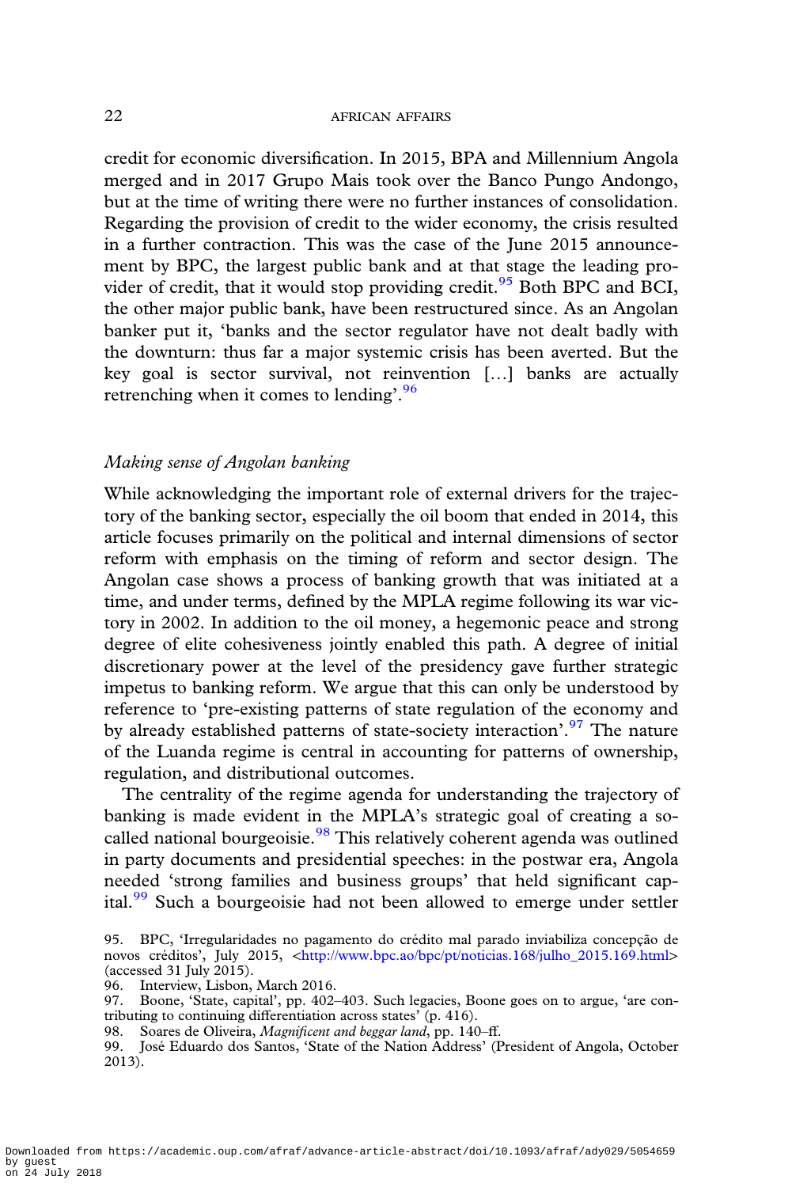credit for economic diversification. In 2015, BPA and Millennium Angola merged and in 2017 Grupo Mais took over the Banco Pungo Andongo, but at the time of writing there were no further instances of consolidation. Regarding the provision of credit to the wider economy, the crisis resulted in a further contraction. This was the case of the June 2015 announcement by BPC, the largest public bank and at that stage the leading provider of credit, that it would stop providing credit.[95] Both BPC and BCI, the other major public bank, have been restructured since. As an Angolan banker put it, 'banks and the sector regulator have not dealt badly with the downturn: thus far a major systemic crisis has been averted. But the key goal is sector survival, not reinvention […] banks are actually retrenching when it comes to lending'.[96]

### *Making sense of Angolan banking*

While acknowledging the important role of external drivers for the trajectory of the banking sector, especially the oil boom that ended in 2014, this article focuses primarily on the political and internal dimensions of sector reform with emphasis on the timing of reform and sector design. The Angolan case shows a process of banking growth that was initiated at a time, and under terms, defined by the MPLA regime following its war victory in 2002. In addition to the oil money, a hegemonic peace and strong degree of elite cohesiveness jointly enabled this path. A degree of initial discretionary power at the level of the presidency gave further strategic impetus to banking reform. We argue that this can only be understood by reference to 'pre-existing patterns of state regulation of the economy and by already established patterns of state-society interaction'.[97] The nature of the Luanda regime is central in accounting for patterns of ownership, regulation, and distributional outcomes.

The centrality of the regime agenda for understanding the trajectory of banking is made evident in the MPLA's strategic goal of creating a so-called national bourgeoisie.[98] This relatively coherent agenda was outlined in party documents and presidential speeches: in the postwar era, Angola needed 'strong families and business groups' that held significant capital.[99] Such a bourgeoisie had not been allowed to emerge under settler

95. BPC, 'Irregularidades no pagamento do crédito mal parado inviabiliza concepção de novos créditos', July 2015, <http://www.bpc.ao/bpc/pt/noticias.168/julho_2015.169.html> (accessed 31 July 2015).

96. Interview, Lisbon, March 2016.

97. Boone, 'State, capital', pp. 402–403. Such legacies, Boone goes on to argue, 'are contributing to continuing differentiation across states' (p. 416).

98. Soares de Oliveira, *Magnificent and beggar land*, pp. 140–ff.

99. José Eduardo dos Santos, 'State of the Nation Address' (President of Angola, October 2013).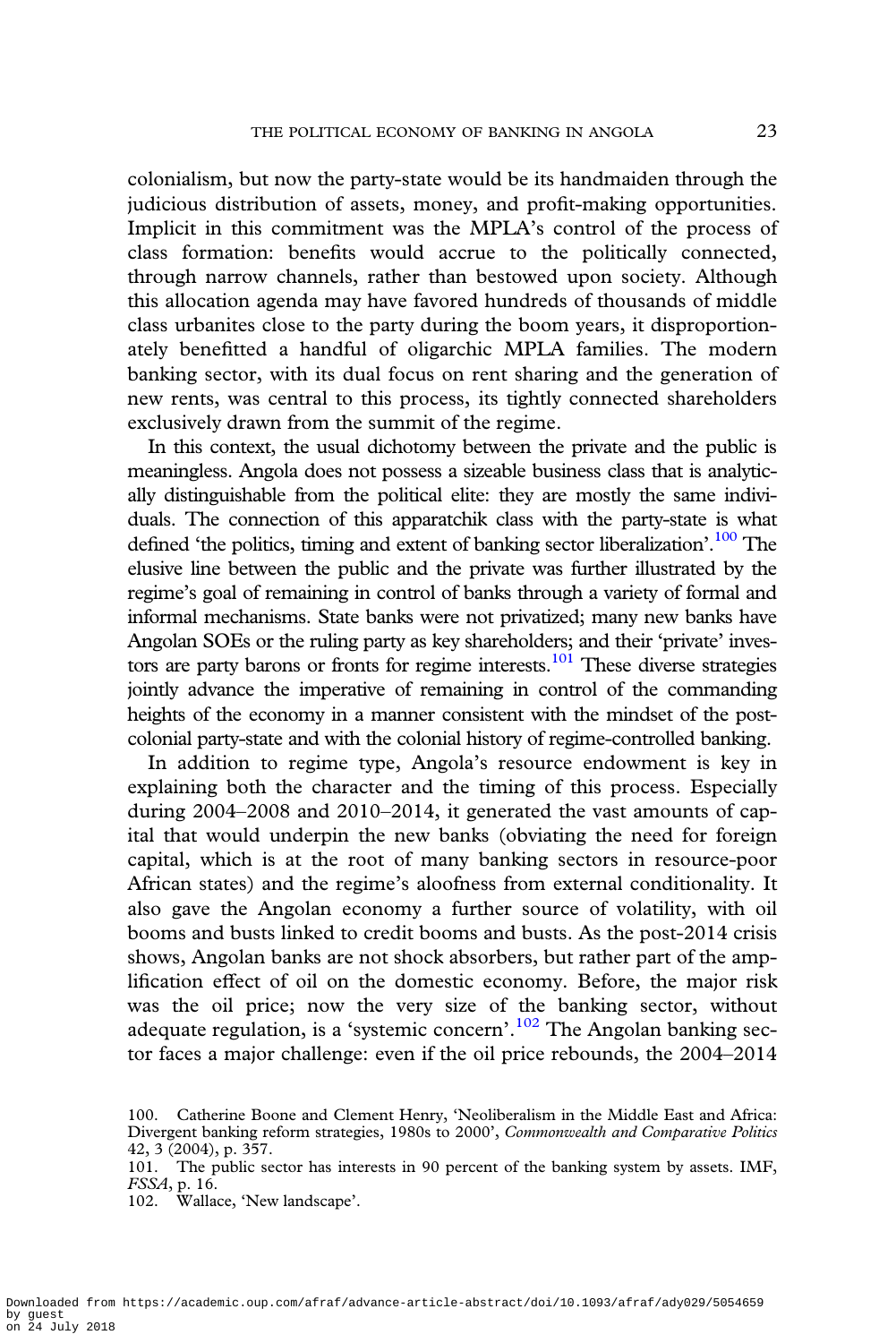colonialism, but now the party-state would be its handmaiden through the judicious distribution of assets, money, and profit-making opportunities. Implicit in this commitment was the MPLA's control of the process of class formation: benefits would accrue to the politically connected, through narrow channels, rather than bestowed upon society. Although this allocation agenda may have favored hundreds of thousands of middle class urbanites close to the party during the boom years, it disproportionately benefitted a handful of oligarchic MPLA families. The modern banking sector, with its dual focus on rent sharing and the generation of new rents, was central to this process, its tightly connected shareholders exclusively drawn from the summit of the regime.

In this context, the usual dichotomy between the private and the public is meaningless. Angola does not possess a sizeable business class that is analytically distinguishable from the political elite: they are mostly the same individuals. The connection of this apparatchik class with the party-state is what defined 'the politics, timing and extent of banking sector liberalization'.[100] The elusive line between the public and the private was further illustrated by the regime's goal of remaining in control of banks through a variety of formal and informal mechanisms. State banks were not privatized; many new banks have Angolan SOEs or the ruling party as key shareholders; and their 'private' investors are party barons or fronts for regime interests.[101] These diverse strategies jointly advance the imperative of remaining in control of the commanding heights of the economy in a manner consistent with the mindset of the post-colonial party-state and with the colonial history of regime-controlled banking.

In addition to regime type, Angola's resource endowment is key in explaining both the character and the timing of this process. Especially during 2004–2008 and 2010–2014, it generated the vast amounts of capital that would underpin the new banks (obviating the need for foreign capital, which is at the root of many banking sectors in resource-poor African states) and the regime's aloofness from external conditionality. It also gave the Angolan economy a further source of volatility, with oil booms and busts linked to credit booms and busts. As the post-2014 crisis shows, Angolan banks are not shock absorbers, but rather part of the amplification effect of oil on the domestic economy. Before, the major risk was the oil price; now the very size of the banking sector, without adequate regulation, is a 'systemic concern'.[102] The Angolan banking sector faces a major challenge: even if the oil price rebounds, the 2004–2014

100. Catherine Boone and Clement Henry, 'Neoliberalism in the Middle East and Africa: Divergent banking reform strategies, 1980s to 2000', *Commonwealth and Comparative Politics* 42, 3 (2004), p. 357.

101. The public sector has interests in 90 percent of the banking system by assets. IMF, *FSSA*, p. 16.

102. Wallace, 'New landscape'.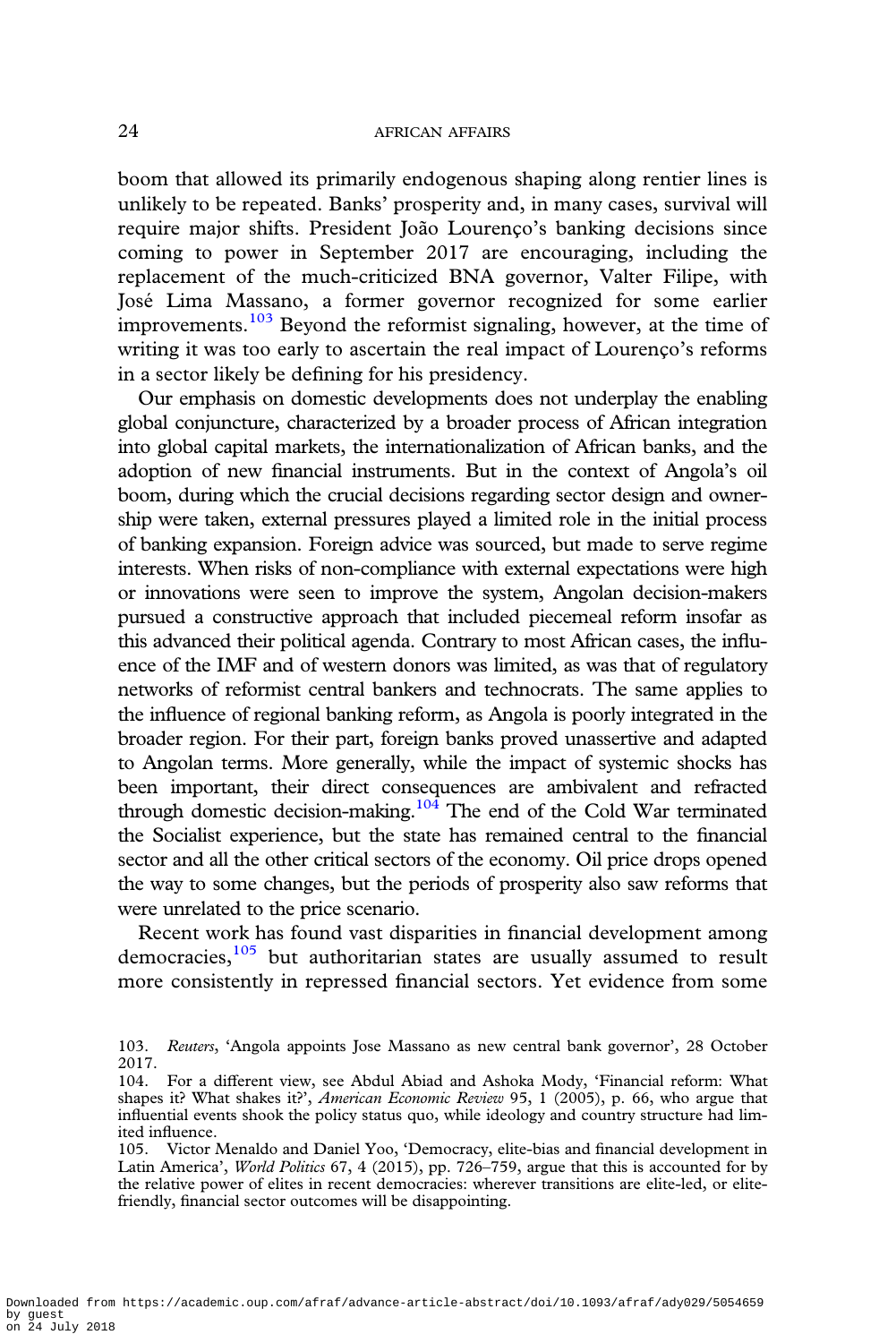boom that allowed its primarily endogenous shaping along rentier lines is unlikely to be repeated. Banks' prosperity and, in many cases, survival will require major shifts. President João Lourenço's banking decisions since coming to power in September 2017 are encouraging, including the replacement of the much-criticized BNA governor, Valter Filipe, with José Lima Massano, a former governor recognized for some earlier improvements.[103] Beyond the reformist signaling, however, at the time of writing it was too early to ascertain the real impact of Lourenço's reforms in a sector likely be defining for his presidency.

Our emphasis on domestic developments does not underplay the enabling global conjuncture, characterized by a broader process of African integration into global capital markets, the internationalization of African banks, and the adoption of new financial instruments. But in the context of Angola's oil boom, during which the crucial decisions regarding sector design and ownership were taken, external pressures played a limited role in the initial process of banking expansion. Foreign advice was sourced, but made to serve regime interests. When risks of non-compliance with external expectations were high or innovations were seen to improve the system, Angolan decision-makers pursued a constructive approach that included piecemeal reform insofar as this advanced their political agenda. Contrary to most African cases, the influence of the IMF and of western donors was limited, as was that of regulatory networks of reformist central bankers and technocrats. The same applies to the influence of regional banking reform, as Angola is poorly integrated in the broader region. For their part, foreign banks proved unassertive and adapted to Angolan terms. More generally, while the impact of systemic shocks has been important, their direct consequences are ambivalent and refracted through domestic decision-making.[104] The end of the Cold War terminated the Socialist experience, but the state has remained central to the financial sector and all the other critical sectors of the economy. Oil price drops opened the way to some changes, but the periods of prosperity also saw reforms that were unrelated to the price scenario.

Recent work has found vast disparities in financial development among democracies,[105] but authoritarian states are usually assumed to result more consistently in repressed financial sectors. Yet evidence from some

103. *Reuters*, 'Angola appoints Jose Massano as new central bank governor', 28 October 2017.

104. For a different view, see Abdul Abiad and Ashoka Mody, 'Financial reform: What shapes it? What shakes it?', *American Economic Review* 95, 1 (2005), p. 66, who argue that influential events shook the policy status quo, while ideology and country structure had limited influence.

105. Victor Menaldo and Daniel Yoo, 'Democracy, elite-bias and financial development in Latin America', *World Politics* 67, 4 (2015), pp. 726–759, argue that this is accounted for by the relative power of elites in recent democracies: wherever transitions are elite-led, or elite-friendly, financial sector outcomes will be disappointing.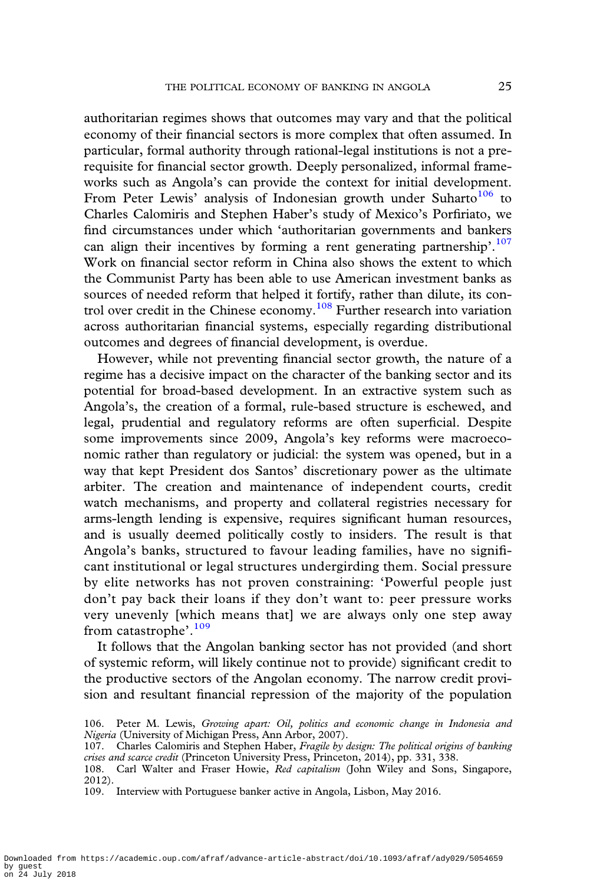authoritarian regimes shows that outcomes may vary and that the political economy of their financial sectors is more complex that often assumed. In particular, formal authority through rational-legal institutions is not a prerequisite for financial sector growth. Deeply personalized, informal frameworks such as Angola's can provide the context for initial development. From Peter Lewis' analysis of Indonesian growth under Suharto[106] to Charles Calomiris and Stephen Haber's study of Mexico's Porfiriato, we find circumstances under which 'authoritarian governments and bankers can align their incentives by forming a rent generating partnership'.[107] Work on financial sector reform in China also shows the extent to which the Communist Party has been able to use American investment banks as sources of needed reform that helped it fortify, rather than dilute, its control over credit in the Chinese economy.[108] Further research into variation across authoritarian financial systems, especially regarding distributional outcomes and degrees of financial development, is overdue.

However, while not preventing financial sector growth, the nature of a regime has a decisive impact on the character of the banking sector and its potential for broad-based development. In an extractive system such as Angola's, the creation of a formal, rule-based structure is eschewed, and legal, prudential and regulatory reforms are often superficial. Despite some improvements since 2009, Angola's key reforms were macroeconomic rather than regulatory or judicial: the system was opened, but in a way that kept President dos Santos' discretionary power as the ultimate arbiter. The creation and maintenance of independent courts, credit watch mechanisms, and property and collateral registries necessary for arms-length lending is expensive, requires significant human resources, and is usually deemed politically costly to insiders. The result is that Angola's banks, structured to favour leading families, have no significant institutional or legal structures undergirding them. Social pressure by elite networks has not proven constraining: 'Powerful people just don't pay back their loans if they don't want to: peer pressure works very unevenly [which means that] we are always only one step away from catastrophe'.[109]

It follows that the Angolan banking sector has not provided (and short of systemic reform, will likely continue not to provide) significant credit to the productive sectors of the Angolan economy. The narrow credit provision and resultant financial repression of the majority of the population

106. Peter M. Lewis, *Growing apart: Oil, politics and economic change in Indonesia and Nigeria* (University of Michigan Press, Ann Arbor, 2007).

107. Charles Calomiris and Stephen Haber, *Fragile by design: The political origins of banking crises and scarce credit* (Princeton University Press, Princeton, 2014), pp. 331, 338.

108. Carl Walter and Fraser Howie, *Red capitalism* (John Wiley and Sons, Singapore, 2012).

109. Interview with Portuguese banker active in Angola, Lisbon, May 2016.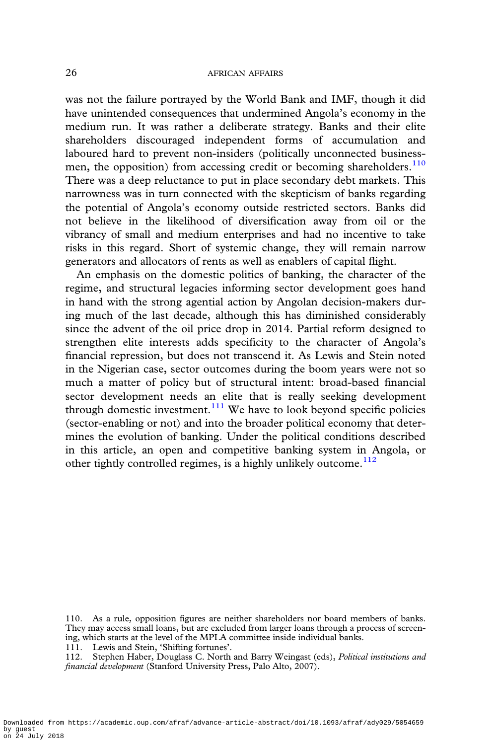was not the failure portrayed by the World Bank and IMF, though it did have unintended consequences that undermined Angola's economy in the medium run. It was rather a deliberate strategy. Banks and their elite shareholders discouraged independent forms of accumulation and laboured hard to prevent non-insiders (politically unconnected businessmen, the opposition) from accessing credit or becoming shareholders.[110] There was a deep reluctance to put in place secondary debt markets. This narrowness was in turn connected with the skepticism of banks regarding the potential of Angola's economy outside restricted sectors. Banks did not believe in the likelihood of diversification away from oil or the vibrancy of small and medium enterprises and had no incentive to take risks in this regard. Short of systemic change, they will remain narrow generators and allocators of rents as well as enablers of capital flight.

An emphasis on the domestic politics of banking, the character of the regime, and structural legacies informing sector development goes hand in hand with the strong agential action by Angolan decision-makers during much of the last decade, although this has diminished considerably since the advent of the oil price drop in 2014. Partial reform designed to strengthen elite interests adds specificity to the character of Angola's financial repression, but does not transcend it. As Lewis and Stein noted in the Nigerian case, sector outcomes during the boom years were not so much a matter of policy but of structural intent: broad-based financial sector development needs an elite that is really seeking development through domestic investment.[111] We have to look beyond specific policies (sector-enabling or not) and into the broader political economy that determines the evolution of banking. Under the political conditions described in this article, an open and competitive banking system in Angola, or other tightly controlled regimes, is a highly unlikely outcome.[112]

110. As a rule, opposition figures are neither shareholders nor board members of banks. They may access small loans, but are excluded from larger loans through a process of screening, which starts at the level of the MPLA committee inside individual banks.

111. Lewis and Stein, 'Shifting fortunes'.

112. Stephen Haber, Douglass C. North and Barry Weingast (eds), *Political institutions and financial development* (Stanford University Press, Palo Alto, 2007).